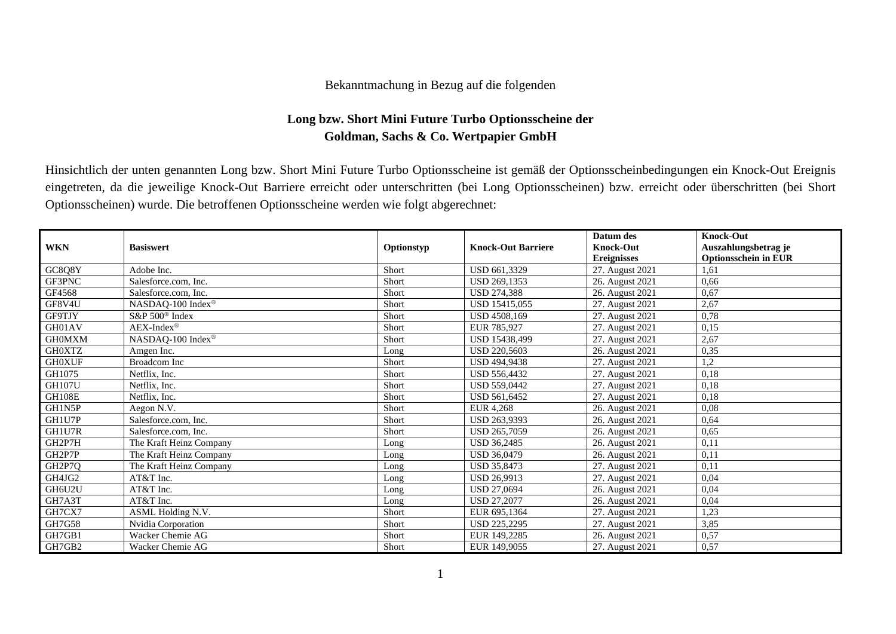Bekanntmachung in Bezug auf die folgenden

**Long bzw. Short Mini Future Turbo Optionsscheine der Goldman, Sachs & Co. Wertpapier GmbH**

Hinsichtlich der unten genannten Long bzw. Short Mini Future Turbo Optionsscheine ist gemäß der Optionsscheinbedingungen ein Knock-Out Ereignis eingetreten, da die jeweilige Knock-Out Barriere erreicht oder unterschritten (bei Long Optionsscheinen) bzw. erreicht oder überschritten (bei Short Optionsscheinen) wurde. Die betroffenen Optionsscheine werden wie folgt abgerechnet:

| WKN | Basiswert | Optionstyp | Knock-Out Barriere | Datum des Knock-Out Ereignisses | Knock-Out Auszahlungsbetrag je Optionsschein in EUR |
|---|---|---|---|---|---|
| GC8Q8Y | Adobe Inc. | Short | USD 661,3329 | 27. August 2021 | 1,61 |
| GF3PNC | Salesforce.com, Inc. | Short | USD 269,1353 | 26. August 2021 | 0,66 |
| GF4568 | Salesforce.com, Inc. | Short | USD 274,388 | 26. August 2021 | 0,67 |
| GF8V4U | NASDAQ-100 Index® | Short | USD 15415,055 | 27. August 2021 | 2,67 |
| GF9TJY | S&P 500® Index | Short | USD 4508,169 | 27. August 2021 | 0,78 |
| GH01AV | AEX-Index® | Short | EUR 785,927 | 27. August 2021 | 0,15 |
| GH0MXM | NASDAQ-100 Index® | Short | USD 15438,499 | 27. August 2021 | 2,67 |
| GH0XTZ | Amgen Inc. | Long | USD 220,5603 | 26. August 2021 | 0,35 |
| GH0XUF | Broadcom Inc | Short | USD 494,9438 | 27. August 2021 | 1,2 |
| GH1075 | Netflix, Inc. | Short | USD 556,4432 | 27. August 2021 | 0,18 |
| GH107U | Netflix, Inc. | Short | USD 559,0442 | 27. August 2021 | 0,18 |
| GH108E | Netflix, Inc. | Short | USD 561,6452 | 27. August 2021 | 0,18 |
| GH1N5P | Aegon N.V. | Short | EUR 4,268 | 26. August 2021 | 0,08 |
| GH1U7P | Salesforce.com, Inc. | Short | USD 263,9393 | 26. August 2021 | 0,64 |
| GH1U7R | Salesforce.com, Inc. | Short | USD 265,7059 | 26. August 2021 | 0,65 |
| GH2P7H | The Kraft Heinz Company | Long | USD 36,2485 | 26. August 2021 | 0,11 |
| GH2P7P | The Kraft Heinz Company | Long | USD 36,0479 | 26. August 2021 | 0,11 |
| GH2P7Q | The Kraft Heinz Company | Long | USD 35,8473 | 27. August 2021 | 0,11 |
| GH4JG2 | AT&T Inc. | Long | USD 26,9913 | 27. August 2021 | 0,04 |
| GH6U2U | AT&T Inc. | Long | USD 27,0694 | 26. August 2021 | 0,04 |
| GH7A3T | AT&T Inc. | Long | USD 27,2077 | 26. August 2021 | 0,04 |
| GH7CX7 | ASML Holding N.V. | Short | EUR 695,1364 | 27. August 2021 | 1,23 |
| GH7G58 | Nvidia Corporation | Short | USD 225,2295 | 27. August 2021 | 3,85 |
| GH7GB1 | Wacker Chemie AG | Short | EUR 149,2285 | 26. August 2021 | 0,57 |
| GH7GB2 | Wacker Chemie AG | Short | EUR 149,9055 | 27. August 2021 | 0,57 |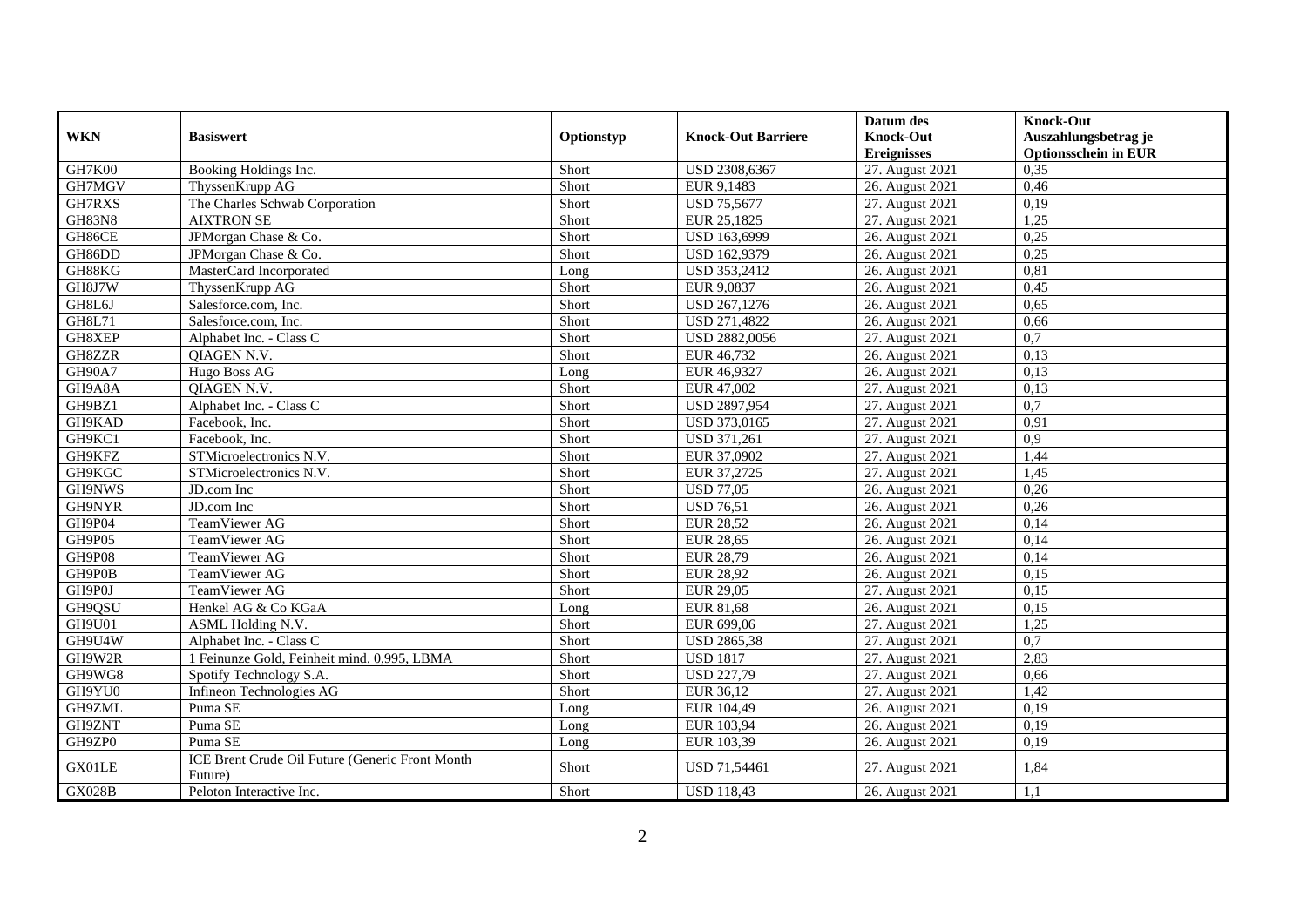| WKN | Basiswert | Optionstyp | Knock-Out Barriere | Datum des Knock-Out Ereignisses | Knock-Out Auszahlungsbetrag je Optionsschein in EUR |
|---|---|---|---|---|---|
| GH7K00 | Booking Holdings Inc. | Short | USD 2308,6367 | 27. August 2021 | 0,35 |
| GH7MGV | ThyssenKrupp AG | Short | EUR 9,1483 | 26. August 2021 | 0,46 |
| GH7RXS | The Charles Schwab Corporation | Short | USD 75,5677 | 27. August 2021 | 0,19 |
| GH83N8 | AIXTRON SE | Short | EUR 25,1825 | 27. August 2021 | 1,25 |
| GH86CE | JPMorgan Chase & Co. | Short | USD 163,6999 | 26. August 2021 | 0,25 |
| GH86DD | JPMorgan Chase & Co. | Short | USD 162,9379 | 26. August 2021 | 0,25 |
| GH88KG | MasterCard Incorporated | Long | USD 353,2412 | 26. August 2021 | 0,81 |
| GH8J7W | ThyssenKrupp AG | Short | EUR 9,0837 | 26. August 2021 | 0,45 |
| GH8L6J | Salesforce.com, Inc. | Short | USD 267,1276 | 26. August 2021 | 0,65 |
| GH8L71 | Salesforce.com, Inc. | Short | USD 271,4822 | 26. August 2021 | 0,66 |
| GH8XEP | Alphabet Inc. - Class C | Short | USD 2882,0056 | 27. August 2021 | 0,7 |
| GH8ZZR | QIAGEN N.V. | Short | EUR 46,732 | 26. August 2021 | 0,13 |
| GH90A7 | Hugo Boss AG | Long | EUR 46,9327 | 26. August 2021 | 0,13 |
| GH9A8A | QIAGEN N.V. | Short | EUR 47,002 | 27. August 2021 | 0,13 |
| GH9BZ1 | Alphabet Inc. - Class C | Short | USD 2897,954 | 27. August 2021 | 0,7 |
| GH9KAD | Facebook, Inc. | Short | USD 373,0165 | 27. August 2021 | 0,91 |
| GH9KC1 | Facebook, Inc. | Short | USD 371,261 | 27. August 2021 | 0,9 |
| GH9KFZ | STMicroelectronics N.V. | Short | EUR 37,0902 | 27. August 2021 | 1,44 |
| GH9KGC | STMicroelectronics N.V. | Short | EUR 37,2725 | 27. August 2021 | 1,45 |
| GH9NWS | JD.com Inc | Short | USD 77,05 | 26. August 2021 | 0,26 |
| GH9NYR | JD.com Inc | Short | USD 76,51 | 26. August 2021 | 0,26 |
| GH9P04 | TeamViewer AG | Short | EUR 28,52 | 26. August 2021 | 0,14 |
| GH9P05 | TeamViewer AG | Short | EUR 28,65 | 26. August 2021 | 0,14 |
| GH9P08 | TeamViewer AG | Short | EUR 28,79 | 26. August 2021 | 0,14 |
| GH9P0B | TeamViewer AG | Short | EUR 28,92 | 26. August 2021 | 0,15 |
| GH9P0J | TeamViewer AG | Short | EUR 29,05 | 27. August 2021 | 0,15 |
| GH9QSU | Henkel AG & Co KGaA | Long | EUR 81,68 | 26. August 2021 | 0,15 |
| GH9U01 | ASML Holding N.V. | Short | EUR 699,06 | 27. August 2021 | 1,25 |
| GH9U4W | Alphabet Inc. - Class C | Short | USD 2865,38 | 27. August 2021 | 0,7 |
| GH9W2R | 1 Feinunze Gold, Feinheit mind. 0,995, LBMA | Short | USD 1817 | 27. August 2021 | 2,83 |
| GH9WG8 | Spotify Technology S.A. | Short | USD 227,79 | 27. August 2021 | 0,66 |
| GH9YU0 | Infineon Technologies AG | Short | EUR 36,12 | 27. August 2021 | 1,42 |
| GH9ZML | Puma SE | Long | EUR 104,49 | 26. August 2021 | 0,19 |
| GH9ZNT | Puma SE | Long | EUR 103,94 | 26. August 2021 | 0,19 |
| GH9ZP0 | Puma SE | Long | EUR 103,39 | 26. August 2021 | 0,19 |
| GX01LE | ICE Brent Crude Oil Future (Generic Front Month Future) | Short | USD 71,54461 | 27. August 2021 | 1,84 |
| GX028B | Peloton Interactive Inc. | Short | USD 118,43 | 26. August 2021 | 1,1 |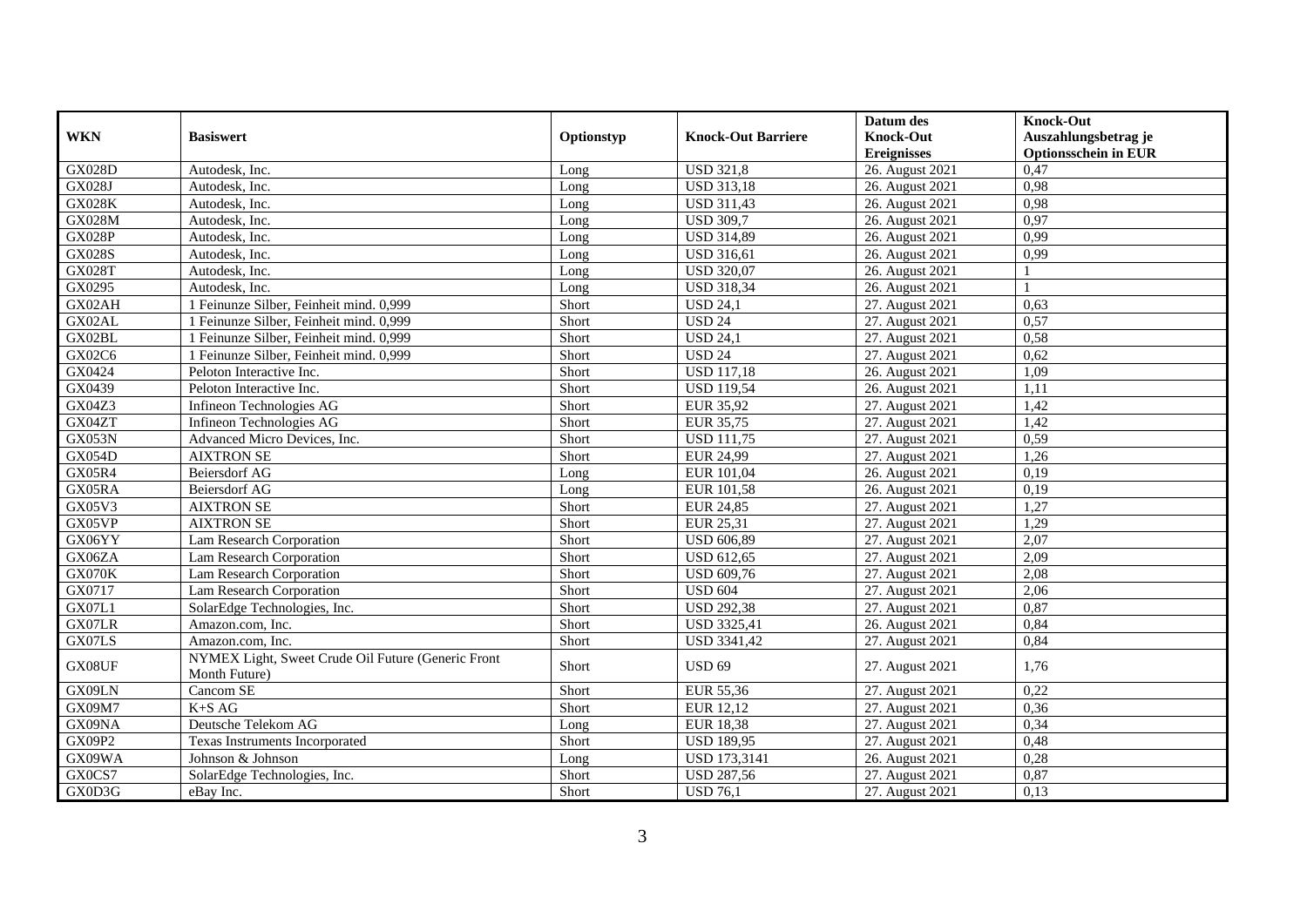| WKN | Basiswert | Optionstyp | Knock-Out Barriere | Datum des Knock-Out Ereignisses | Knock-Out Auszahlungsbetrag je Optionsschein in EUR |
|---|---|---|---|---|---|
| GX028D | Autodesk, Inc. | Long | USD 321,8 | 26. August 2021 | 0,47 |
| GX028J | Autodesk, Inc. | Long | USD 313,18 | 26. August 2021 | 0,98 |
| GX028K | Autodesk, Inc. | Long | USD 311,43 | 26. August 2021 | 0,98 |
| GX028M | Autodesk, Inc. | Long | USD 309,7 | 26. August 2021 | 0,97 |
| GX028P | Autodesk, Inc. | Long | USD 314,89 | 26. August 2021 | 0,99 |
| GX028S | Autodesk, Inc. | Long | USD 316,61 | 26. August 2021 | 0,99 |
| GX028T | Autodesk, Inc. | Long | USD 320,07 | 26. August 2021 | 1 |
| GX0295 | Autodesk, Inc. | Long | USD 318,34 | 26. August 2021 | 1 |
| GX02AH | 1 Feinunze Silber, Feinheit mind. 0,999 | Short | USD 24,1 | 27. August 2021 | 0,63 |
| GX02AL | 1 Feinunze Silber, Feinheit mind. 0,999 | Short | USD 24 | 27. August 2021 | 0,57 |
| GX02BL | 1 Feinunze Silber, Feinheit mind. 0,999 | Short | USD 24,1 | 27. August 2021 | 0,58 |
| GX02C6 | 1 Feinunze Silber, Feinheit mind. 0,999 | Short | USD 24 | 27. August 2021 | 0,62 |
| GX0424 | Peloton Interactive Inc. | Short | USD 117,18 | 26. August 2021 | 1,09 |
| GX0439 | Peloton Interactive Inc. | Short | USD 119,54 | 26. August 2021 | 1,11 |
| GX04Z3 | Infineon Technologies AG | Short | EUR 35,92 | 27. August 2021 | 1,42 |
| GX04ZT | Infineon Technologies AG | Short | EUR 35,75 | 27. August 2021 | 1,42 |
| GX053N | Advanced Micro Devices, Inc. | Short | USD 111,75 | 27. August 2021 | 0,59 |
| GX054D | AIXTRON SE | Short | EUR 24,99 | 27. August 2021 | 1,26 |
| GX05R4 | Beiersdorf AG | Long | EUR 101,04 | 26. August 2021 | 0,19 |
| GX05RA | Beiersdorf AG | Long | EUR 101,58 | 26. August 2021 | 0,19 |
| GX05V3 | AIXTRON SE | Short | EUR 24,85 | 27. August 2021 | 1,27 |
| GX05VP | AIXTRON SE | Short | EUR 25,31 | 27. August 2021 | 1,29 |
| GX06YY | Lam Research Corporation | Short | USD 606,89 | 27. August 2021 | 2,07 |
| GX06ZA | Lam Research Corporation | Short | USD 612,65 | 27. August 2021 | 2,09 |
| GX070K | Lam Research Corporation | Short | USD 609,76 | 27. August 2021 | 2,08 |
| GX0717 | Lam Research Corporation | Short | USD 604 | 27. August 2021 | 2,06 |
| GX07L1 | SolarEdge Technologies, Inc. | Short | USD 292,38 | 27. August 2021 | 0,87 |
| GX07LR | Amazon.com, Inc. | Short | USD 3325,41 | 26. August 2021 | 0,84 |
| GX07LS | Amazon.com, Inc. | Short | USD 3341,42 | 27. August 2021 | 0,84 |
| GX08UF | NYMEX Light, Sweet Crude Oil Future (Generic Front Month Future) | Short | USD 69 | 27. August 2021 | 1,76 |
| GX09LN | Cancom SE | Short | EUR 55,36 | 27. August 2021 | 0,22 |
| GX09M7 | K+S AG | Short | EUR 12,12 | 27. August 2021 | 0,36 |
| GX09NA | Deutsche Telekom AG | Long | EUR 18,38 | 27. August 2021 | 0,34 |
| GX09P2 | Texas Instruments Incorporated | Short | USD 189,95 | 27. August 2021 | 0,48 |
| GX09WA | Johnson & Johnson | Long | USD 173,3141 | 26. August 2021 | 0,28 |
| GX0CS7 | SolarEdge Technologies, Inc. | Short | USD 287,56 | 27. August 2021 | 0,87 |
| GX0D3G | eBay Inc. | Short | USD 76,1 | 27. August 2021 | 0,13 |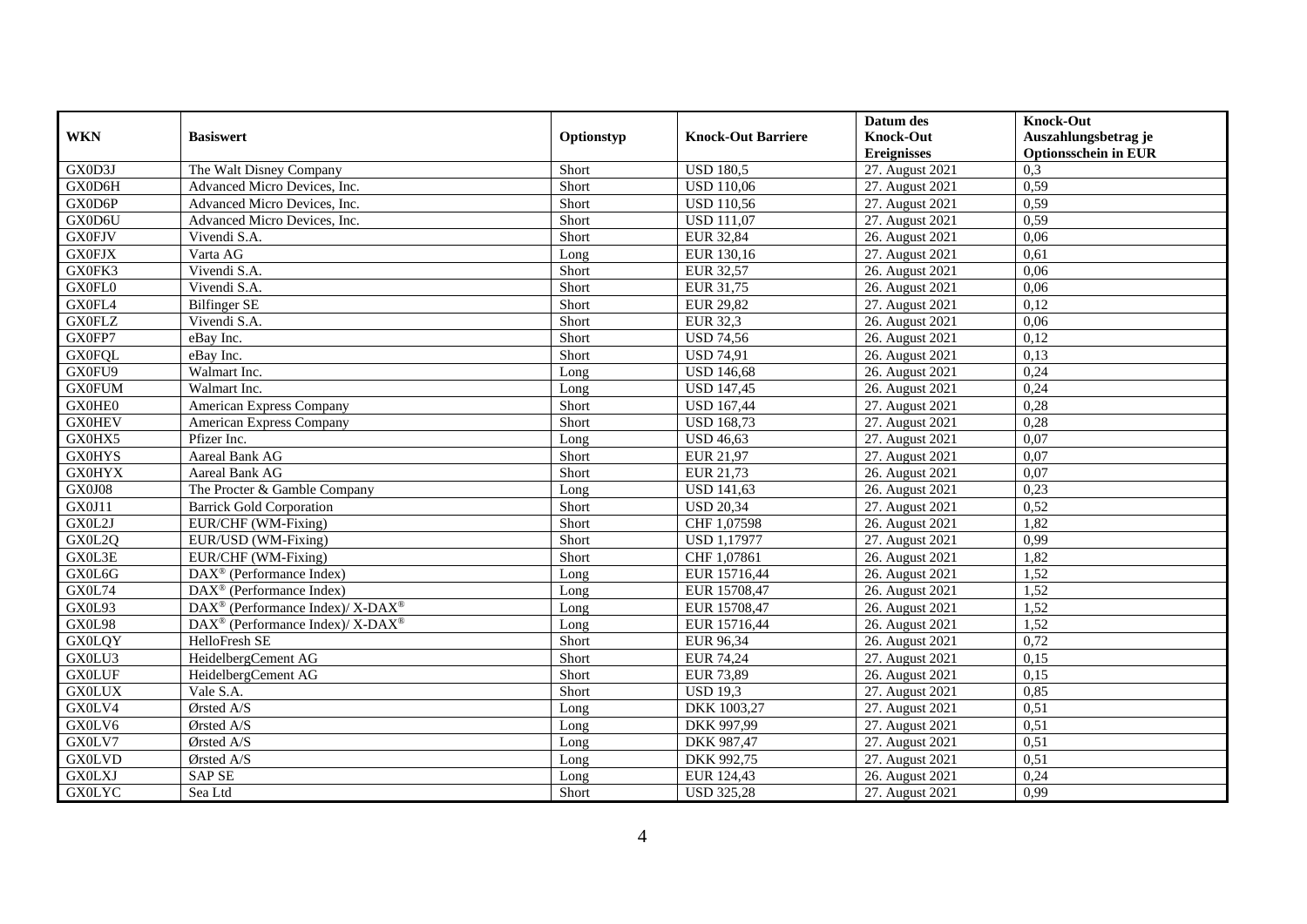| WKN | Basiswert | Optionstyp | Knock-Out Barriere | Datum des Knock-Out Ereignisses | Knock-Out Auszahlungsbetrag je Optionsschein in EUR |
|---|---|---|---|---|---|
| GX0D3J | The Walt Disney Company | Short | USD 180,5 | 27. August 2021 | 0,3 |
| GX0D6H | Advanced Micro Devices, Inc. | Short | USD 110,06 | 27. August 2021 | 0,59 |
| GX0D6P | Advanced Micro Devices, Inc. | Short | USD 110,56 | 27. August 2021 | 0,59 |
| GX0D6U | Advanced Micro Devices, Inc. | Short | USD 111,07 | 27. August 2021 | 0,59 |
| GX0FJV | Vivendi S.A. | Short | EUR 32,84 | 26. August 2021 | 0,06 |
| GX0FJX | Varta AG | Long | EUR 130,16 | 27. August 2021 | 0,61 |
| GX0FK3 | Vivendi S.A. | Short | EUR 32,57 | 26. August 2021 | 0,06 |
| GX0FL0 | Vivendi S.A. | Short | EUR 31,75 | 26. August 2021 | 0,06 |
| GX0FL4 | Bilfinger SE | Short | EUR 29,82 | 27. August 2021 | 0,12 |
| GX0FLZ | Vivendi S.A. | Short | EUR 32,3 | 26. August 2021 | 0,06 |
| GX0FP7 | eBay Inc. | Short | USD 74,56 | 26. August 2021 | 0,12 |
| GX0FQL | eBay Inc. | Short | USD 74,91 | 26. August 2021 | 0,13 |
| GX0FU9 | Walmart Inc. | Long | USD 146,68 | 26. August 2021 | 0,24 |
| GX0FUM | Walmart Inc. | Long | USD 147,45 | 26. August 2021 | 0,24 |
| GX0HE0 | American Express Company | Short | USD 167,44 | 27. August 2021 | 0,28 |
| GX0HEV | American Express Company | Short | USD 168,73 | 27. August 2021 | 0,28 |
| GX0HX5 | Pfizer Inc. | Long | USD 46,63 | 27. August 2021 | 0,07 |
| GX0HYS | Aareal Bank AG | Short | EUR 21,97 | 27. August 2021 | 0,07 |
| GX0HYX | Aareal Bank AG | Short | EUR 21,73 | 26. August 2021 | 0,07 |
| GX0J08 | The Procter & Gamble Company | Long | USD 141,63 | 26. August 2021 | 0,23 |
| GX0J11 | Barrick Gold Corporation | Short | USD 20,34 | 27. August 2021 | 0,52 |
| GX0L2J | EUR/CHF (WM-Fixing) | Short | CHF 1,07598 | 26. August 2021 | 1,82 |
| GX0L2Q | EUR/USD (WM-Fixing) | Short | USD 1,17977 | 27. August 2021 | 0,99 |
| GX0L3E | EUR/CHF (WM-Fixing) | Short | CHF 1,07861 | 26. August 2021 | 1,82 |
| GX0L6G | DAX® (Performance Index) | Long | EUR 15716,44 | 26. August 2021 | 1,52 |
| GX0L74 | DAX® (Performance Index) | Long | EUR 15708,47 | 26. August 2021 | 1,52 |
| GX0L93 | DAX® (Performance Index)/ X-DAX® | Long | EUR 15708,47 | 26. August 2021 | 1,52 |
| GX0L98 | DAX® (Performance Index)/ X-DAX® | Long | EUR 15716,44 | 26. August 2021 | 1,52 |
| GX0LQY | HelloFresh SE | Short | EUR 96,34 | 26. August 2021 | 0,72 |
| GX0LU3 | HeidelbergCement AG | Short | EUR 74,24 | 27. August 2021 | 0,15 |
| GX0LUF | HeidelbergCement AG | Short | EUR 73,89 | 26. August 2021 | 0,15 |
| GX0LUX | Vale S.A. | Short | USD 19,3 | 27. August 2021 | 0,85 |
| GX0LV4 | Ørsted A/S | Long | DKK 1003,27 | 27. August 2021 | 0,51 |
| GX0LV6 | Ørsted A/S | Long | DKK 997,99 | 27. August 2021 | 0,51 |
| GX0LV7 | Ørsted A/S | Long | DKK 987,47 | 27. August 2021 | 0,51 |
| GX0LVD | Ørsted A/S | Long | DKK 992,75 | 27. August 2021 | 0,51 |
| GX0LXJ | SAP SE | Long | EUR 124,43 | 26. August 2021 | 0,24 |
| GX0LYC | Sea Ltd | Short | USD 325,28 | 27. August 2021 | 0,99 |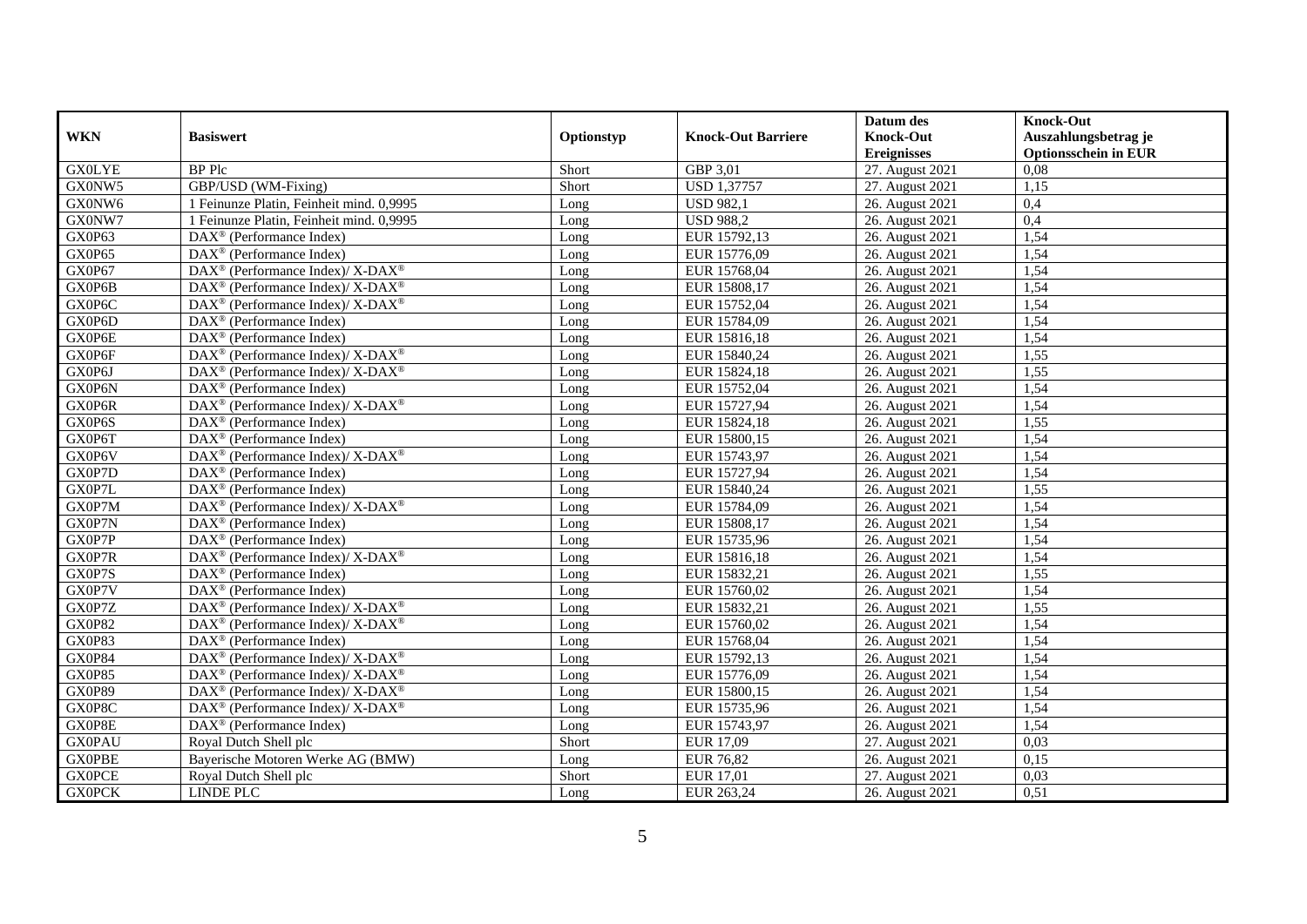| WKN | Basiswert | Optionstyp | Knock-Out Barriere | Datum des Knock-Out Ereignisses | Knock-Out Auszahlungsbetrag je Optionsschein in EUR |
|---|---|---|---|---|---|
| GX0LYE | BP Plc | Short | GBP 3,01 | 27. August 2021 | 0,08 |
| GX0NW5 | GBP/USD (WM-Fixing) | Short | USD 1,37757 | 27. August 2021 | 1,15 |
| GX0NW6 | 1 Feinunze Platin, Feinheit mind. 0,9995 | Long | USD 982,1 | 26. August 2021 | 0,4 |
| GX0NW7 | 1 Feinunze Platin, Feinheit mind. 0,9995 | Long | USD 988,2 | 26. August 2021 | 0,4 |
| GX0P63 | DAX® (Performance Index) | Long | EUR 15792,13 | 26. August 2021 | 1,54 |
| GX0P65 | DAX® (Performance Index) | Long | EUR 15776,09 | 26. August 2021 | 1,54 |
| GX0P67 | DAX® (Performance Index)/ X-DAX® | Long | EUR 15768,04 | 26. August 2021 | 1,54 |
| GX0P6B | DAX® (Performance Index)/ X-DAX® | Long | EUR 15808,17 | 26. August 2021 | 1,54 |
| GX0P6C | DAX® (Performance Index)/ X-DAX® | Long | EUR 15752,04 | 26. August 2021 | 1,54 |
| GX0P6D | DAX® (Performance Index) | Long | EUR 15784,09 | 26. August 2021 | 1,54 |
| GX0P6E | DAX® (Performance Index) | Long | EUR 15816,18 | 26. August 2021 | 1,54 |
| GX0P6F | DAX® (Performance Index)/ X-DAX® | Long | EUR 15840,24 | 26. August 2021 | 1,55 |
| GX0P6J | DAX® (Performance Index)/ X-DAX® | Long | EUR 15824,18 | 26. August 2021 | 1,55 |
| GX0P6N | DAX® (Performance Index) | Long | EUR 15752,04 | 26. August 2021 | 1,54 |
| GX0P6R | DAX® (Performance Index)/ X-DAX® | Long | EUR 15727,94 | 26. August 2021 | 1,54 |
| GX0P6S | DAX® (Performance Index) | Long | EUR 15824,18 | 26. August 2021 | 1,55 |
| GX0P6T | DAX® (Performance Index) | Long | EUR 15800,15 | 26. August 2021 | 1,54 |
| GX0P6V | DAX® (Performance Index)/ X-DAX® | Long | EUR 15743,97 | 26. August 2021 | 1,54 |
| GX0P7D | DAX® (Performance Index) | Long | EUR 15727,94 | 26. August 2021 | 1,54 |
| GX0P7L | DAX® (Performance Index) | Long | EUR 15840,24 | 26. August 2021 | 1,55 |
| GX0P7M | DAX® (Performance Index)/ X-DAX® | Long | EUR 15784,09 | 26. August 2021 | 1,54 |
| GX0P7N | DAX® (Performance Index) | Long | EUR 15808,17 | 26. August 2021 | 1,54 |
| GX0P7P | DAX® (Performance Index) | Long | EUR 15735,96 | 26. August 2021 | 1,54 |
| GX0P7R | DAX® (Performance Index)/ X-DAX® | Long | EUR 15816,18 | 26. August 2021 | 1,54 |
| GX0P7S | DAX® (Performance Index) | Long | EUR 15832,21 | 26. August 2021 | 1,55 |
| GX0P7V | DAX® (Performance Index) | Long | EUR 15760,02 | 26. August 2021 | 1,54 |
| GX0P7Z | DAX® (Performance Index)/ X-DAX® | Long | EUR 15832,21 | 26. August 2021 | 1,55 |
| GX0P82 | DAX® (Performance Index)/ X-DAX® | Long | EUR 15760,02 | 26. August 2021 | 1,54 |
| GX0P83 | DAX® (Performance Index) | Long | EUR 15768,04 | 26. August 2021 | 1,54 |
| GX0P84 | DAX® (Performance Index)/ X-DAX® | Long | EUR 15792,13 | 26. August 2021 | 1,54 |
| GX0P85 | DAX® (Performance Index)/ X-DAX® | Long | EUR 15776,09 | 26. August 2021 | 1,54 |
| GX0P89 | DAX® (Performance Index)/ X-DAX® | Long | EUR 15800,15 | 26. August 2021 | 1,54 |
| GX0P8C | DAX® (Performance Index)/ X-DAX® | Long | EUR 15735,96 | 26. August 2021 | 1,54 |
| GX0P8E | DAX® (Performance Index) | Long | EUR 15743,97 | 26. August 2021 | 1,54 |
| GX0PAU | Royal Dutch Shell plc | Short | EUR 17,09 | 27. August 2021 | 0,03 |
| GX0PBE | Bayerische Motoren Werke AG (BMW) | Long | EUR 76,82 | 26. August 2021 | 0,15 |
| GX0PCE | Royal Dutch Shell plc | Short | EUR 17,01 | 27. August 2021 | 0,03 |
| GX0PCK | LINDE PLC | Long | EUR 263,24 | 26. August 2021 | 0,51 |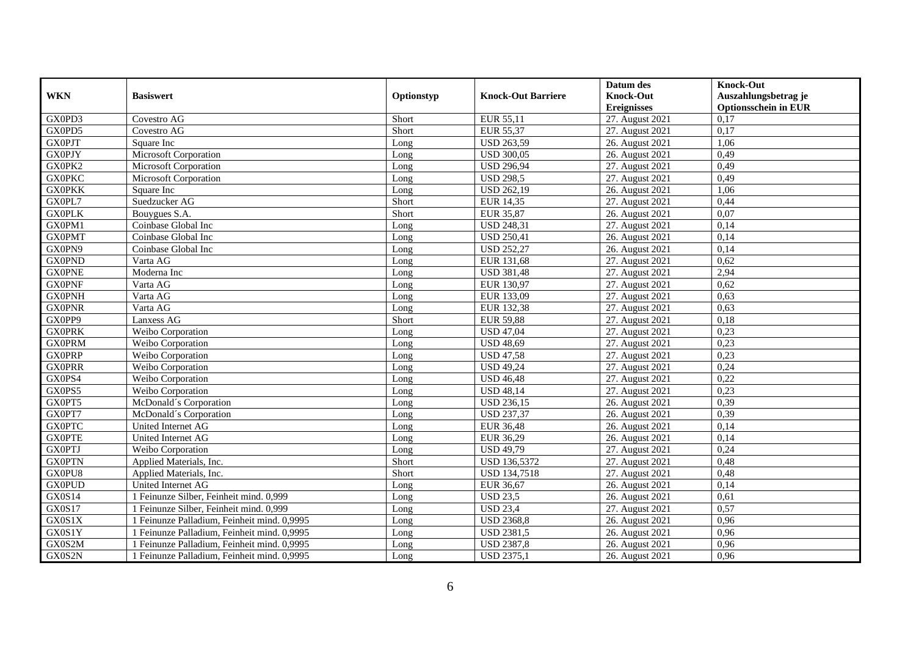| WKN | Basiswert | Optionstyp | Knock-Out Barriere | Datum des Knock-Out Ereignisses | Knock-Out Auszahlungsbetrag je Optionsschein in EUR |
|---|---|---|---|---|---|
| GX0PD3 | Covestro AG | Short | EUR 55,11 | 27. August 2021 | 0,17 |
| GX0PD5 | Covestro AG | Short | EUR 55,37 | 27. August 2021 | 0,17 |
| GX0PJT | Square Inc | Long | USD 263,59 | 26. August 2021 | 1,06 |
| GX0PJY | Microsoft Corporation | Long | USD 300,05 | 26. August 2021 | 0,49 |
| GX0PK2 | Microsoft Corporation | Long | USD 296,94 | 27. August 2021 | 0,49 |
| GX0PKC | Microsoft Corporation | Long | USD 298,5 | 27. August 2021 | 0,49 |
| GX0PKK | Square Inc | Long | USD 262,19 | 26. August 2021 | 1,06 |
| GX0PL7 | Suedzucker AG | Short | EUR 14,35 | 27. August 2021 | 0,44 |
| GX0PLK | Bouygues S.A. | Short | EUR 35,87 | 26. August 2021 | 0,07 |
| GX0PM1 | Coinbase Global Inc | Long | USD 248,31 | 27. August 2021 | 0,14 |
| GX0PMT | Coinbase Global Inc | Long | USD 250,41 | 26. August 2021 | 0,14 |
| GX0PN9 | Coinbase Global Inc | Long | USD 252,27 | 26. August 2021 | 0,14 |
| GX0PND | Varta AG | Long | EUR 131,68 | 27. August 2021 | 0,62 |
| GX0PNE | Moderna Inc | Long | USD 381,48 | 27. August 2021 | 2,94 |
| GX0PNF | Varta AG | Long | EUR 130,97 | 27. August 2021 | 0,62 |
| GX0PNH | Varta AG | Long | EUR 133,09 | 27. August 2021 | 0,63 |
| GX0PNR | Varta AG | Long | EUR 132,38 | 27. August 2021 | 0,63 |
| GX0PP9 | Lanxess AG | Short | EUR 59,88 | 27. August 2021 | 0,18 |
| GX0PRK | Weibo Corporation | Long | USD 47,04 | 27. August 2021 | 0,23 |
| GX0PRM | Weibo Corporation | Long | USD 48,69 | 27. August 2021 | 0,23 |
| GX0PRP | Weibo Corporation | Long | USD 47,58 | 27. August 2021 | 0,23 |
| GX0PRR | Weibo Corporation | Long | USD 49,24 | 27. August 2021 | 0,24 |
| GX0PS4 | Weibo Corporation | Long | USD 46,48 | 27. August 2021 | 0,22 |
| GX0PS5 | Weibo Corporation | Long | USD 48,14 | 27. August 2021 | 0,23 |
| GX0PT5 | McDonald´s Corporation | Long | USD 236,15 | 26. August 2021 | 0,39 |
| GX0PT7 | McDonald´s Corporation | Long | USD 237,37 | 26. August 2021 | 0,39 |
| GX0PTC | United Internet AG | Long | EUR 36,48 | 26. August 2021 | 0,14 |
| GX0PTE | United Internet AG | Long | EUR 36,29 | 26. August 2021 | 0,14 |
| GX0PTJ | Weibo Corporation | Long | USD 49,79 | 27. August 2021 | 0,24 |
| GX0PTN | Applied Materials, Inc. | Short | USD 136,5372 | 27. August 2021 | 0,48 |
| GX0PU8 | Applied Materials, Inc. | Short | USD 134,7518 | 27. August 2021 | 0,48 |
| GX0PUD | United Internet AG | Long | EUR 36,67 | 26. August 2021 | 0,14 |
| GX0S14 | 1 Feinunze Silber, Feinheit mind. 0,999 | Long | USD 23,5 | 26. August 2021 | 0,61 |
| GX0S17 | 1 Feinunze Silber, Feinheit mind. 0,999 | Long | USD 23,4 | 27. August 2021 | 0,57 |
| GX0S1X | 1 Feinunze Palladium, Feinheit mind. 0,9995 | Long | USD 2368,8 | 26. August 2021 | 0,96 |
| GX0S1Y | 1 Feinunze Palladium, Feinheit mind. 0,9995 | Long | USD 2381,5 | 26. August 2021 | 0,96 |
| GX0S2M | 1 Feinunze Palladium, Feinheit mind. 0,9995 | Long | USD 2387,8 | 26. August 2021 | 0,96 |
| GX0S2N | 1 Feinunze Palladium, Feinheit mind. 0,9995 | Long | USD 2375,1 | 26. August 2021 | 0,96 |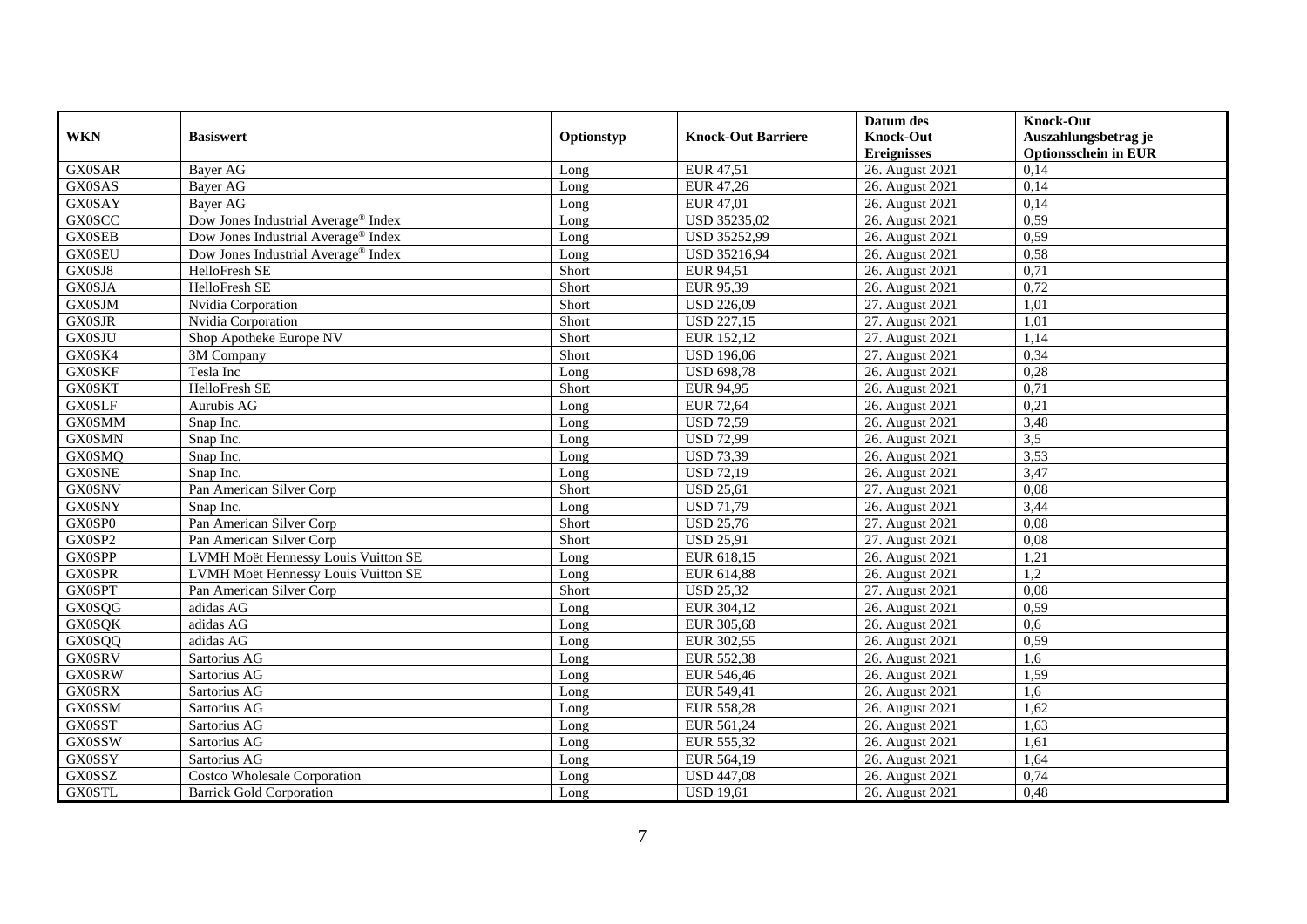| WKN | Basiswert | Optionstyp | Knock-Out Barriere | Datum des Knock-Out Ereignisses | Knock-Out Auszahlungsbetrag je Optionsschein in EUR |
|---|---|---|---|---|---|
| GX0SAR | Bayer AG | Long | EUR 47,51 | 26. August 2021 | 0,14 |
| GX0SAS | Bayer AG | Long | EUR 47,26 | 26. August 2021 | 0,14 |
| GX0SAY | Bayer AG | Long | EUR 47,01 | 26. August 2021 | 0,14 |
| GX0SCC | Dow Jones Industrial Average® Index | Long | USD 35235,02 | 26. August 2021 | 0,59 |
| GX0SEB | Dow Jones Industrial Average® Index | Long | USD 35252,99 | 26. August 2021 | 0,59 |
| GX0SEU | Dow Jones Industrial Average® Index | Long | USD 35216,94 | 26. August 2021 | 0,58 |
| GX0SJ8 | HelloFresh SE | Short | EUR 94,51 | 26. August 2021 | 0,71 |
| GX0SJA | HelloFresh SE | Short | EUR 95,39 | 26. August 2021 | 0,72 |
| GX0SJM | Nvidia Corporation | Short | USD 226,09 | 27. August 2021 | 1,01 |
| GX0SJR | Nvidia Corporation | Short | USD 227,15 | 27. August 2021 | 1,01 |
| GX0SJU | Shop Apotheke Europe NV | Short | EUR 152,12 | 27. August 2021 | 1,14 |
| GX0SK4 | 3M Company | Short | USD 196,06 | 27. August 2021 | 0,34 |
| GX0SKF | Tesla Inc | Long | USD 698,78 | 26. August 2021 | 0,28 |
| GX0SKT | HelloFresh SE | Short | EUR 94,95 | 26. August 2021 | 0,71 |
| GX0SLF | Aurubis AG | Long | EUR 72,64 | 26. August 2021 | 0,21 |
| GX0SMM | Snap Inc. | Long | USD 72,59 | 26. August 2021 | 3,48 |
| GX0SMN | Snap Inc. | Long | USD 72,99 | 26. August 2021 | 3,5 |
| GX0SMQ | Snap Inc. | Long | USD 73,39 | 26. August 2021 | 3,53 |
| GX0SNE | Snap Inc. | Long | USD 72,19 | 26. August 2021 | 3,47 |
| GX0SNV | Pan American Silver Corp | Short | USD 25,61 | 27. August 2021 | 0,08 |
| GX0SNY | Snap Inc. | Long | USD 71,79 | 26. August 2021 | 3,44 |
| GX0SP0 | Pan American Silver Corp | Short | USD 25,76 | 27. August 2021 | 0,08 |
| GX0SP2 | Pan American Silver Corp | Short | USD 25,91 | 27. August 2021 | 0,08 |
| GX0SPP | LVMH Moët Hennessy Louis Vuitton SE | Long | EUR 618,15 | 26. August 2021 | 1,21 |
| GX0SPR | LVMH Moët Hennessy Louis Vuitton SE | Long | EUR 614,88 | 26. August 2021 | 1,2 |
| GX0SPT | Pan American Silver Corp | Short | USD 25,32 | 27. August 2021 | 0,08 |
| GX0SQG | adidas AG | Long | EUR 304,12 | 26. August 2021 | 0,59 |
| GX0SQK | adidas AG | Long | EUR 305,68 | 26. August 2021 | 0,6 |
| GX0SQQ | adidas AG | Long | EUR 302,55 | 26. August 2021 | 0,59 |
| GX0SRV | Sartorius AG | Long | EUR 552,38 | 26. August 2021 | 1,6 |
| GX0SRW | Sartorius AG | Long | EUR 546,46 | 26. August 2021 | 1,59 |
| GX0SRX | Sartorius AG | Long | EUR 549,41 | 26. August 2021 | 1,6 |
| GX0SSM | Sartorius AG | Long | EUR 558,28 | 26. August 2021 | 1,62 |
| GX0SST | Sartorius AG | Long | EUR 561,24 | 26. August 2021 | 1,63 |
| GX0SSW | Sartorius AG | Long | EUR 555,32 | 26. August 2021 | 1,61 |
| GX0SSY | Sartorius AG | Long | EUR 564,19 | 26. August 2021 | 1,64 |
| GX0SSZ | Costco Wholesale Corporation | Long | USD 447,08 | 26. August 2021 | 0,74 |
| GX0STL | Barrick Gold Corporation | Long | USD 19,61 | 26. August 2021 | 0,48 |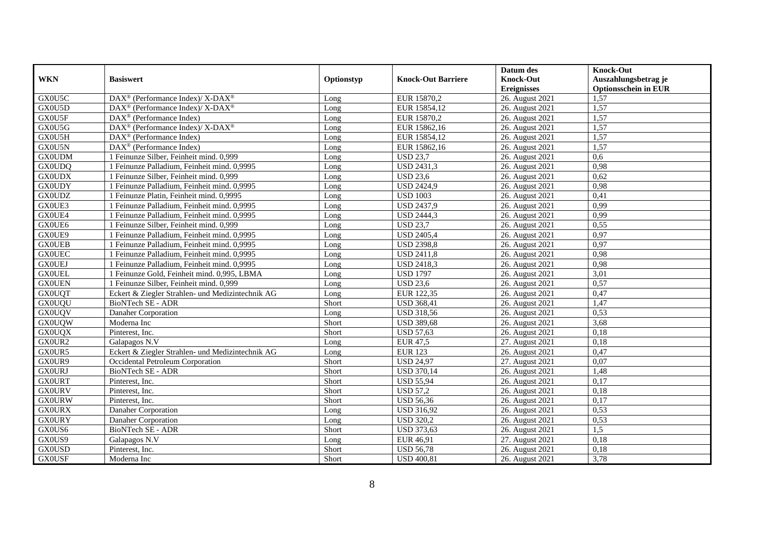| WKN | Basiswert | Optionstyp | Knock-Out Barriere | Datum des Knock-Out Ereignisses | Knock-Out Auszahlungsbetrag je Optionsschein in EUR |
|---|---|---|---|---|---|
| GX0U5C | DAX® (Performance Index)/ X-DAX® | Long | EUR 15870,2 | 26. August 2021 | 1,57 |
| GX0U5D | DAX® (Performance Index)/ X-DAX® | Long | EUR 15854,12 | 26. August 2021 | 1,57 |
| GX0U5F | DAX® (Performance Index) | Long | EUR 15870,2 | 26. August 2021 | 1,57 |
| GX0U5G | DAX® (Performance Index)/ X-DAX® | Long | EUR 15862,16 | 26. August 2021 | 1,57 |
| GX0U5H | DAX® (Performance Index) | Long | EUR 15854,12 | 26. August 2021 | 1,57 |
| GX0U5N | DAX® (Performance Index) | Long | EUR 15862,16 | 26. August 2021 | 1,57 |
| GX0UDM | 1 Feinunze Silber, Feinheit mind. 0,999 | Long | USD 23,7 | 26. August 2021 | 0,6 |
| GX0UDQ | 1 Feinunze Palladium, Feinheit mind. 0,9995 | Long | USD 2431,3 | 26. August 2021 | 0,98 |
| GX0UDX | 1 Feinunze Silber, Feinheit mind. 0,999 | Long | USD 23,6 | 26. August 2021 | 0,62 |
| GX0UDY | 1 Feinunze Palladium, Feinheit mind. 0,9995 | Long | USD 2424,9 | 26. August 2021 | 0,98 |
| GX0UDZ | 1 Feinunze Platin, Feinheit mind. 0,9995 | Long | USD 1003 | 26. August 2021 | 0,41 |
| GX0UE3 | 1 Feinunze Palladium, Feinheit mind. 0,9995 | Long | USD 2437,9 | 26. August 2021 | 0,99 |
| GX0UE4 | 1 Feinunze Palladium, Feinheit mind. 0,9995 | Long | USD 2444,3 | 26. August 2021 | 0,99 |
| GX0UE6 | 1 Feinunze Silber, Feinheit mind. 0,999 | Long | USD 23,7 | 26. August 2021 | 0,55 |
| GX0UE9 | 1 Feinunze Palladium, Feinheit mind. 0,9995 | Long | USD 2405,4 | 26. August 2021 | 0,97 |
| GX0UEB | 1 Feinunze Palladium, Feinheit mind. 0,9995 | Long | USD 2398,8 | 26. August 2021 | 0,97 |
| GX0UEC | 1 Feinunze Palladium, Feinheit mind. 0,9995 | Long | USD 2411,8 | 26. August 2021 | 0,98 |
| GX0UEJ | 1 Feinunze Palladium, Feinheit mind. 0,9995 | Long | USD 2418,3 | 26. August 2021 | 0,98 |
| GX0UEL | 1 Feinunze Gold, Feinheit mind. 0,995, LBMA | Long | USD 1797 | 26. August 2021 | 3,01 |
| GX0UEN | 1 Feinunze Silber, Feinheit mind. 0,999 | Long | USD 23,6 | 26. August 2021 | 0,57 |
| GX0UQT | Eckert & Ziegler Strahlen- und Medizintechnik AG | Long | EUR 122,35 | 26. August 2021 | 0,47 |
| GX0UQU | BioNTech SE - ADR | Short | USD 368,41 | 26. August 2021 | 1,47 |
| GX0UQV | Danaher Corporation | Long | USD 318,56 | 26. August 2021 | 0,53 |
| GX0UQW | Moderna Inc | Short | USD 389,68 | 26. August 2021 | 3,68 |
| GX0UQX | Pinterest, Inc. | Short | USD 57,63 | 26. August 2021 | 0,18 |
| GX0UR2 | Galapagos N.V | Long | EUR 47,5 | 27. August 2021 | 0,18 |
| GX0UR5 | Eckert & Ziegler Strahlen- und Medizintechnik AG | Long | EUR 123 | 26. August 2021 | 0,47 |
| GX0UR9 | Occidental Petroleum Corporation | Short | USD 24,97 | 27. August 2021 | 0,07 |
| GX0URJ | BioNTech SE - ADR | Short | USD 370,14 | 26. August 2021 | 1,48 |
| GX0URT | Pinterest, Inc. | Short | USD 55,94 | 26. August 2021 | 0,17 |
| GX0URV | Pinterest, Inc. | Short | USD 57,2 | 26. August 2021 | 0,18 |
| GX0URW | Pinterest, Inc. | Short | USD 56,36 | 26. August 2021 | 0,17 |
| GX0URX | Danaher Corporation | Long | USD 316,92 | 26. August 2021 | 0,53 |
| GX0URY | Danaher Corporation | Long | USD 320,2 | 26. August 2021 | 0,53 |
| GX0US6 | BioNTech SE - ADR | Short | USD 373,63 | 26. August 2021 | 1,5 |
| GX0US9 | Galapagos N.V | Long | EUR 46,91 | 27. August 2021 | 0,18 |
| GX0USD | Pinterest, Inc. | Short | USD 56,78 | 26. August 2021 | 0,18 |
| GX0USF | Moderna Inc | Short | USD 400,81 | 26. August 2021 | 3,78 |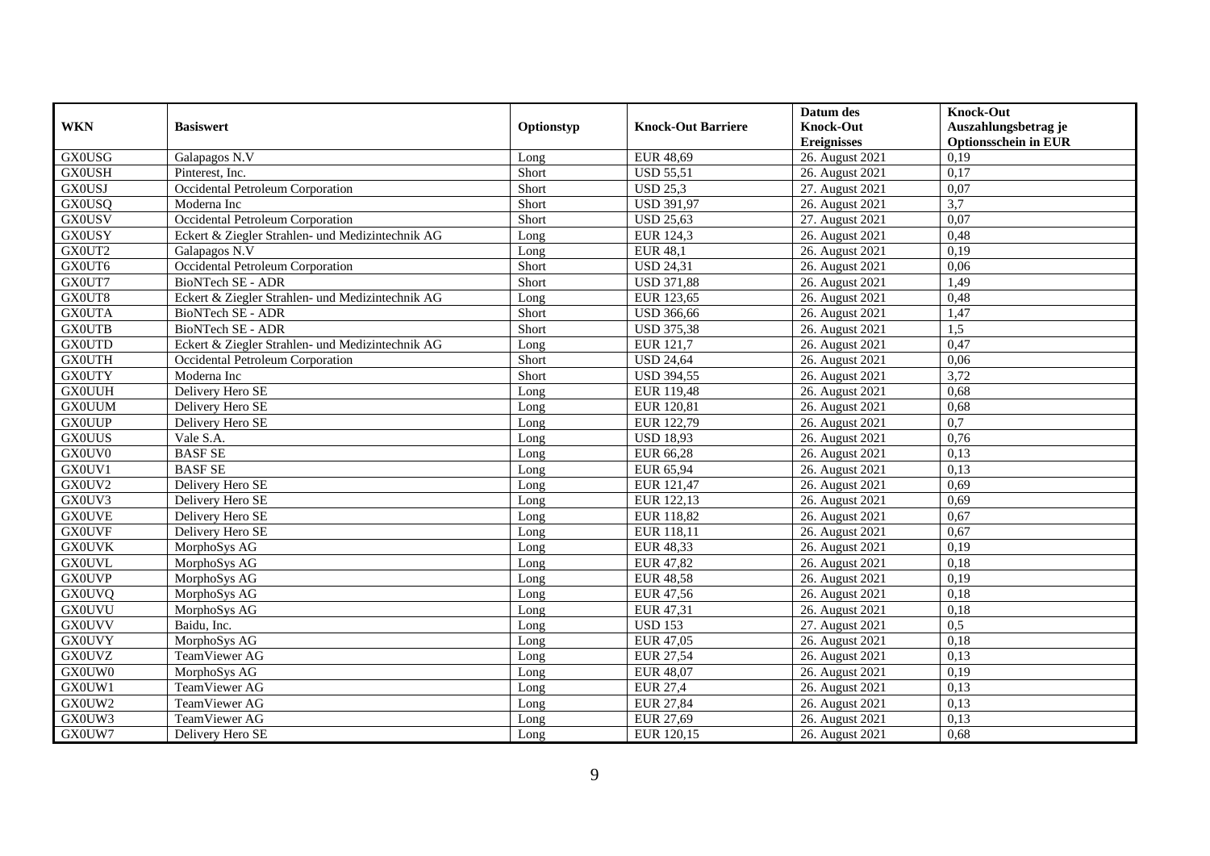| WKN | Basiswert | Optionstyp | Knock-Out Barriere | Datum des Knock-Out Ereignisses | Knock-Out Auszahlungsbetrag je Optionsschein in EUR |
|---|---|---|---|---|---|
| GX0USG | Galapagos N.V | Long | EUR 48,69 | 26. August 2021 | 0,19 |
| GX0USH | Pinterest, Inc. | Short | USD 55,51 | 26. August 2021 | 0,17 |
| GX0USJ | Occidental Petroleum Corporation | Short | USD 25,3 | 27. August 2021 | 0,07 |
| GX0USQ | Moderna Inc | Short | USD 391,97 | 26. August 2021 | 3,7 |
| GX0USV | Occidental Petroleum Corporation | Short | USD 25,63 | 27. August 2021 | 0,07 |
| GX0USY | Eckert & Ziegler Strahlen- und Medizintechnik AG | Long | EUR 124,3 | 26. August 2021 | 0,48 |
| GX0UT2 | Galapagos N.V | Long | EUR 48,1 | 26. August 2021 | 0,19 |
| GX0UT6 | Occidental Petroleum Corporation | Short | USD 24,31 | 26. August 2021 | 0,06 |
| GX0UT7 | BioNTech SE - ADR | Short | USD 371,88 | 26. August 2021 | 1,49 |
| GX0UT8 | Eckert & Ziegler Strahlen- und Medizintechnik AG | Long | EUR 123,65 | 26. August 2021 | 0,48 |
| GX0UTA | BioNTech SE - ADR | Short | USD 366,66 | 26. August 2021 | 1,47 |
| GX0UTB | BioNTech SE - ADR | Short | USD 375,38 | 26. August 2021 | 1,5 |
| GX0UTD | Eckert & Ziegler Strahlen- und Medizintechnik AG | Long | EUR 121,7 | 26. August 2021 | 0,47 |
| GX0UTH | Occidental Petroleum Corporation | Short | USD 24,64 | 26. August 2021 | 0,06 |
| GX0UTY | Moderna Inc | Short | USD 394,55 | 26. August 2021 | 3,72 |
| GX0UUH | Delivery Hero SE | Long | EUR 119,48 | 26. August 2021 | 0,68 |
| GX0UUM | Delivery Hero SE | Long | EUR 120,81 | 26. August 2021 | 0,68 |
| GX0UUP | Delivery Hero SE | Long | EUR 122,79 | 26. August 2021 | 0,7 |
| GX0UUS | Vale S.A. | Long | USD 18,93 | 26. August 2021 | 0,76 |
| GX0UV0 | BASF SE | Long | EUR 66,28 | 26. August 2021 | 0,13 |
| GX0UV1 | BASF SE | Long | EUR 65,94 | 26. August 2021 | 0,13 |
| GX0UV2 | Delivery Hero SE | Long | EUR 121,47 | 26. August 2021 | 0,69 |
| GX0UV3 | Delivery Hero SE | Long | EUR 122,13 | 26. August 2021 | 0,69 |
| GX0UVE | Delivery Hero SE | Long | EUR 118,82 | 26. August 2021 | 0,67 |
| GX0UVF | Delivery Hero SE | Long | EUR 118,11 | 26. August 2021 | 0,67 |
| GX0UVK | MorphoSys AG | Long | EUR 48,33 | 26. August 2021 | 0,19 |
| GX0UVL | MorphoSys AG | Long | EUR 47,82 | 26. August 2021 | 0,18 |
| GX0UVP | MorphoSys AG | Long | EUR 48,58 | 26. August 2021 | 0,19 |
| GX0UVQ | MorphoSys AG | Long | EUR 47,56 | 26. August 2021 | 0,18 |
| GX0UVU | MorphoSys AG | Long | EUR 47,31 | 26. August 2021 | 0,18 |
| GX0UVV | Baidu, Inc. | Long | USD 153 | 27. August 2021 | 0,5 |
| GX0UVY | MorphoSys AG | Long | EUR 47,05 | 26. August 2021 | 0,18 |
| GX0UVZ | TeamViewer AG | Long | EUR 27,54 | 26. August 2021 | 0,13 |
| GX0UW0 | MorphoSys AG | Long | EUR 48,07 | 26. August 2021 | 0,19 |
| GX0UW1 | TeamViewer AG | Long | EUR 27,4 | 26. August 2021 | 0,13 |
| GX0UW2 | TeamViewer AG | Long | EUR 27,84 | 26. August 2021 | 0,13 |
| GX0UW3 | TeamViewer AG | Long | EUR 27,69 | 26. August 2021 | 0,13 |
| GX0UW7 | Delivery Hero SE | Long | EUR 120,15 | 26. August 2021 | 0,68 |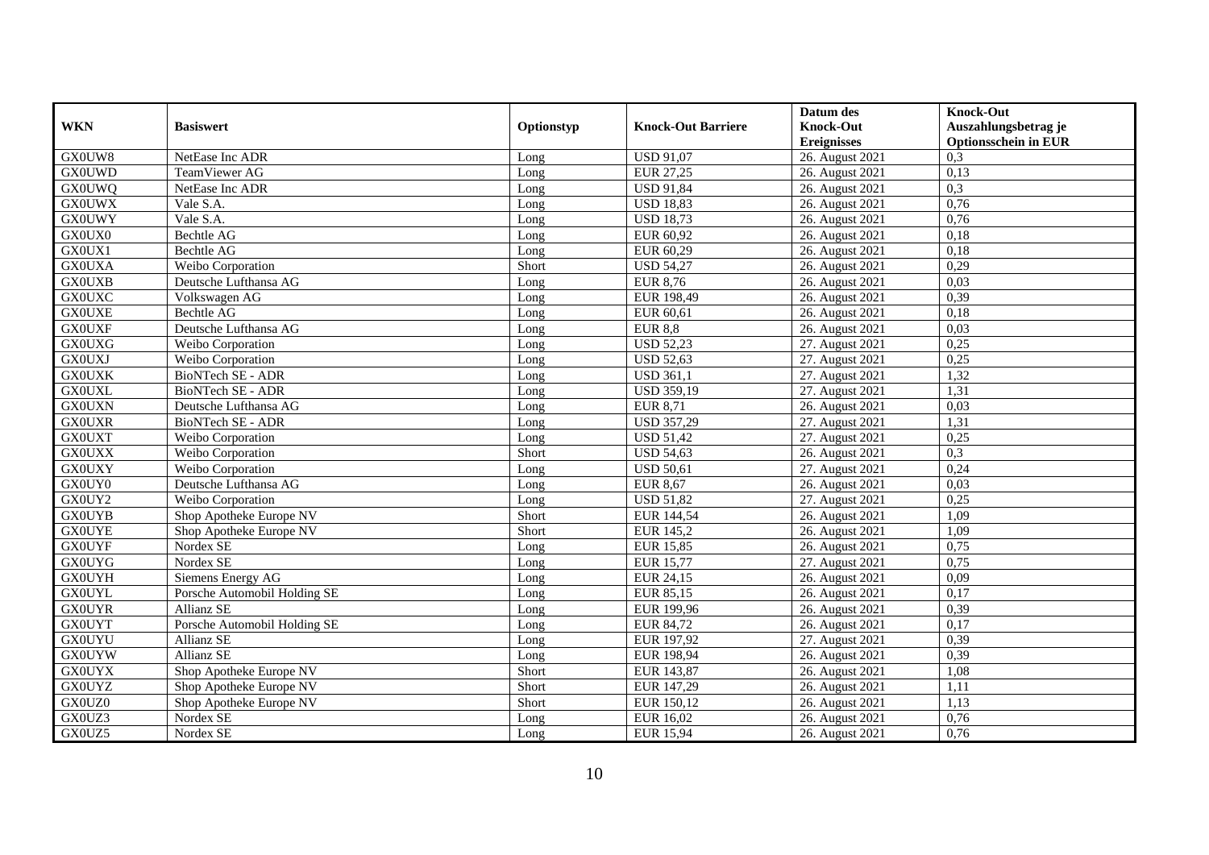| WKN | Basiswert | Optionstyp | Knock-Out Barriere | Datum des Knock-Out Ereignisses | Knock-Out Auszahlungsbetrag je Optionsschein in EUR |
|---|---|---|---|---|---|
| GX0UW8 | NetEase Inc ADR | Long | USD 91,07 | 26. August 2021 | 0,3 |
| GX0UWD | TeamViewer AG | Long | EUR 27,25 | 26. August 2021 | 0,13 |
| GX0UWQ | NetEase Inc ADR | Long | USD 91,84 | 26. August 2021 | 0,3 |
| GX0UWX | Vale S.A. | Long | USD 18,83 | 26. August 2021 | 0,76 |
| GX0UWY | Vale S.A. | Long | USD 18,73 | 26. August 2021 | 0,76 |
| GX0UX0 | Bechtle AG | Long | EUR 60,92 | 26. August 2021 | 0,18 |
| GX0UX1 | Bechtle AG | Long | EUR 60,29 | 26. August 2021 | 0,18 |
| GX0UXA | Weibo Corporation | Short | USD 54,27 | 26. August 2021 | 0,29 |
| GX0UXB | Deutsche Lufthansa AG | Long | EUR 8,76 | 26. August 2021 | 0,03 |
| GX0UXC | Volkswagen AG | Long | EUR 198,49 | 26. August 2021 | 0,39 |
| GX0UXE | Bechtle AG | Long | EUR 60,61 | 26. August 2021 | 0,18 |
| GX0UXF | Deutsche Lufthansa AG | Long | EUR 8,8 | 26. August 2021 | 0,03 |
| GX0UXG | Weibo Corporation | Long | USD 52,23 | 27. August 2021 | 0,25 |
| GX0UXJ | Weibo Corporation | Long | USD 52,63 | 27. August 2021 | 0,25 |
| GX0UXK | BioNTech SE - ADR | Long | USD 361,1 | 27. August 2021 | 1,32 |
| GX0UXL | BioNTech SE - ADR | Long | USD 359,19 | 27. August 2021 | 1,31 |
| GX0UXN | Deutsche Lufthansa AG | Long | EUR 8,71 | 26. August 2021 | 0,03 |
| GX0UXR | BioNTech SE - ADR | Long | USD 357,29 | 27. August 2021 | 1,31 |
| GX0UXT | Weibo Corporation | Long | USD 51,42 | 27. August 2021 | 0,25 |
| GX0UXX | Weibo Corporation | Short | USD 54,63 | 26. August 2021 | 0,3 |
| GX0UXY | Weibo Corporation | Long | USD 50,61 | 27. August 2021 | 0,24 |
| GX0UY0 | Deutsche Lufthansa AG | Long | EUR 8,67 | 26. August 2021 | 0,03 |
| GX0UY2 | Weibo Corporation | Long | USD 51,82 | 27. August 2021 | 0,25 |
| GX0UYB | Shop Apotheke Europe NV | Short | EUR 144,54 | 26. August 2021 | 1,09 |
| GX0UYE | Shop Apotheke Europe NV | Short | EUR 145,2 | 26. August 2021 | 1,09 |
| GX0UYF | Nordex SE | Long | EUR 15,85 | 26. August 2021 | 0,75 |
| GX0UYG | Nordex SE | Long | EUR 15,77 | 27. August 2021 | 0,75 |
| GX0UYH | Siemens Energy AG | Long | EUR 24,15 | 26. August 2021 | 0,09 |
| GX0UYL | Porsche Automobil Holding SE | Long | EUR 85,15 | 26. August 2021 | 0,17 |
| GX0UYR | Allianz SE | Long | EUR 199,96 | 26. August 2021 | 0,39 |
| GX0UYT | Porsche Automobil Holding SE | Long | EUR 84,72 | 26. August 2021 | 0,17 |
| GX0UYU | Allianz SE | Long | EUR 197,92 | 27. August 2021 | 0,39 |
| GX0UYW | Allianz SE | Long | EUR 198,94 | 26. August 2021 | 0,39 |
| GX0UYX | Shop Apotheke Europe NV | Short | EUR 143,87 | 26. August 2021 | 1,08 |
| GX0UYZ | Shop Apotheke Europe NV | Short | EUR 147,29 | 26. August 2021 | 1,11 |
| GX0UZ0 | Shop Apotheke Europe NV | Short | EUR 150,12 | 26. August 2021 | 1,13 |
| GX0UZ3 | Nordex SE | Long | EUR 16,02 | 26. August 2021 | 0,76 |
| GX0UZ5 | Nordex SE | Long | EUR 15,94 | 26. August 2021 | 0,76 |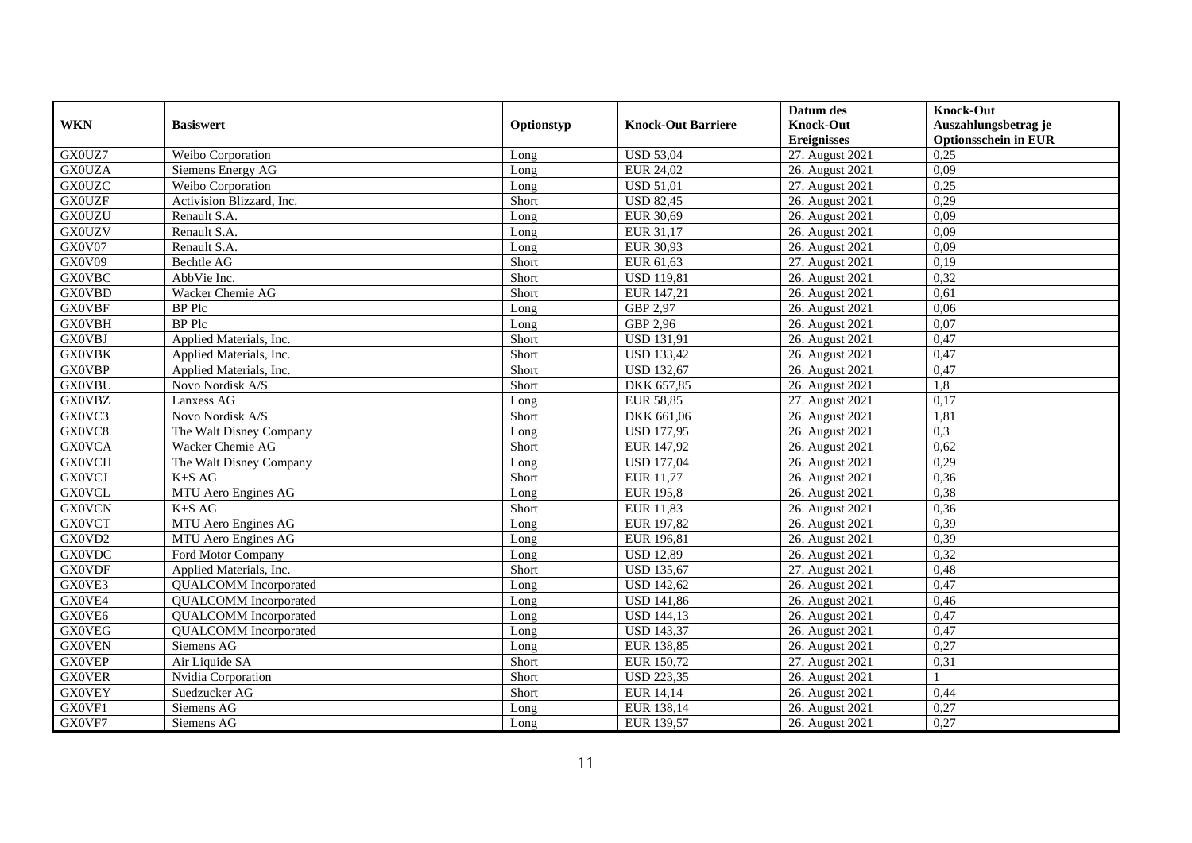| WKN | Basiswert | Optionstyp | Knock-Out Barriere | Datum des Knock-Out Ereignisses | Knock-Out Auszahlungsbetrag je Optionsschein in EUR |
|---|---|---|---|---|---|
| GX0UZ7 | Weibo Corporation | Long | USD 53,04 | 27. August 2021 | 0,25 |
| GX0UZA | Siemens Energy AG | Long | EUR 24,02 | 26. August 2021 | 0,09 |
| GX0UZC | Weibo Corporation | Long | USD 51,01 | 27. August 2021 | 0,25 |
| GX0UZF | Activision Blizzard, Inc. | Short | USD 82,45 | 26. August 2021 | 0,29 |
| GX0UZU | Renault S.A. | Long | EUR 30,69 | 26. August 2021 | 0,09 |
| GX0UZV | Renault S.A. | Long | EUR 31,17 | 26. August 2021 | 0,09 |
| GX0V07 | Renault S.A. | Long | EUR 30,93 | 26. August 2021 | 0,09 |
| GX0V09 | Bechtle AG | Short | EUR 61,63 | 27. August 2021 | 0,19 |
| GX0VBC | AbbVie Inc. | Short | USD 119,81 | 26. August 2021 | 0,32 |
| GX0VBD | Wacker Chemie AG | Short | EUR 147,21 | 26. August 2021 | 0,61 |
| GX0VBF | BP Plc | Long | GBP 2,97 | 26. August 2021 | 0,06 |
| GX0VBH | BP Plc | Long | GBP 2,96 | 26. August 2021 | 0,07 |
| GX0VBJ | Applied Materials, Inc. | Short | USD 131,91 | 26. August 2021 | 0,47 |
| GX0VBK | Applied Materials, Inc. | Short | USD 133,42 | 26. August 2021 | 0,47 |
| GX0VBP | Applied Materials, Inc. | Short | USD 132,67 | 26. August 2021 | 0,47 |
| GX0VBU | Novo Nordisk A/S | Short | DKK 657,85 | 26. August 2021 | 1,8 |
| GX0VBZ | Lanxess AG | Long | EUR 58,85 | 27. August 2021 | 0,17 |
| GX0VC3 | Novo Nordisk A/S | Short | DKK 661,06 | 26. August 2021 | 1,81 |
| GX0VC8 | The Walt Disney Company | Long | USD 177,95 | 26. August 2021 | 0,3 |
| GX0VCA | Wacker Chemie AG | Short | EUR 147,92 | 26. August 2021 | 0,62 |
| GX0VCH | The Walt Disney Company | Long | USD 177,04 | 26. August 2021 | 0,29 |
| GX0VCJ | K+S AG | Short | EUR 11,77 | 26. August 2021 | 0,36 |
| GX0VCL | MTU Aero Engines AG | Long | EUR 195,8 | 26. August 2021 | 0,38 |
| GX0VCN | K+S AG | Short | EUR 11,83 | 26. August 2021 | 0,36 |
| GX0VCT | MTU Aero Engines AG | Long | EUR 197,82 | 26. August 2021 | 0,39 |
| GX0VD2 | MTU Aero Engines AG | Long | EUR 196,81 | 26. August 2021 | 0,39 |
| GX0VDC | Ford Motor Company | Long | USD 12,89 | 26. August 2021 | 0,32 |
| GX0VDF | Applied Materials, Inc. | Short | USD 135,67 | 27. August 2021 | 0,48 |
| GX0VE3 | QUALCOMM Incorporated | Long | USD 142,62 | 26. August 2021 | 0,47 |
| GX0VE4 | QUALCOMM Incorporated | Long | USD 141,86 | 26. August 2021 | 0,46 |
| GX0VE6 | QUALCOMM Incorporated | Long | USD 144,13 | 26. August 2021 | 0,47 |
| GX0VEG | QUALCOMM Incorporated | Long | USD 143,37 | 26. August 2021 | 0,47 |
| GX0VEN | Siemens AG | Long | EUR 138,85 | 26. August 2021 | 0,27 |
| GX0VEP | Air Liquide SA | Short | EUR 150,72 | 27. August 2021 | 0,31 |
| GX0VER | Nvidia Corporation | Short | USD 223,35 | 26. August 2021 | 1 |
| GX0VEY | Suedzucker AG | Short | EUR 14,14 | 26. August 2021 | 0,44 |
| GX0VF1 | Siemens AG | Long | EUR 138,14 | 26. August 2021 | 0,27 |
| GX0VF7 | Siemens AG | Long | EUR 139,57 | 26. August 2021 | 0,27 |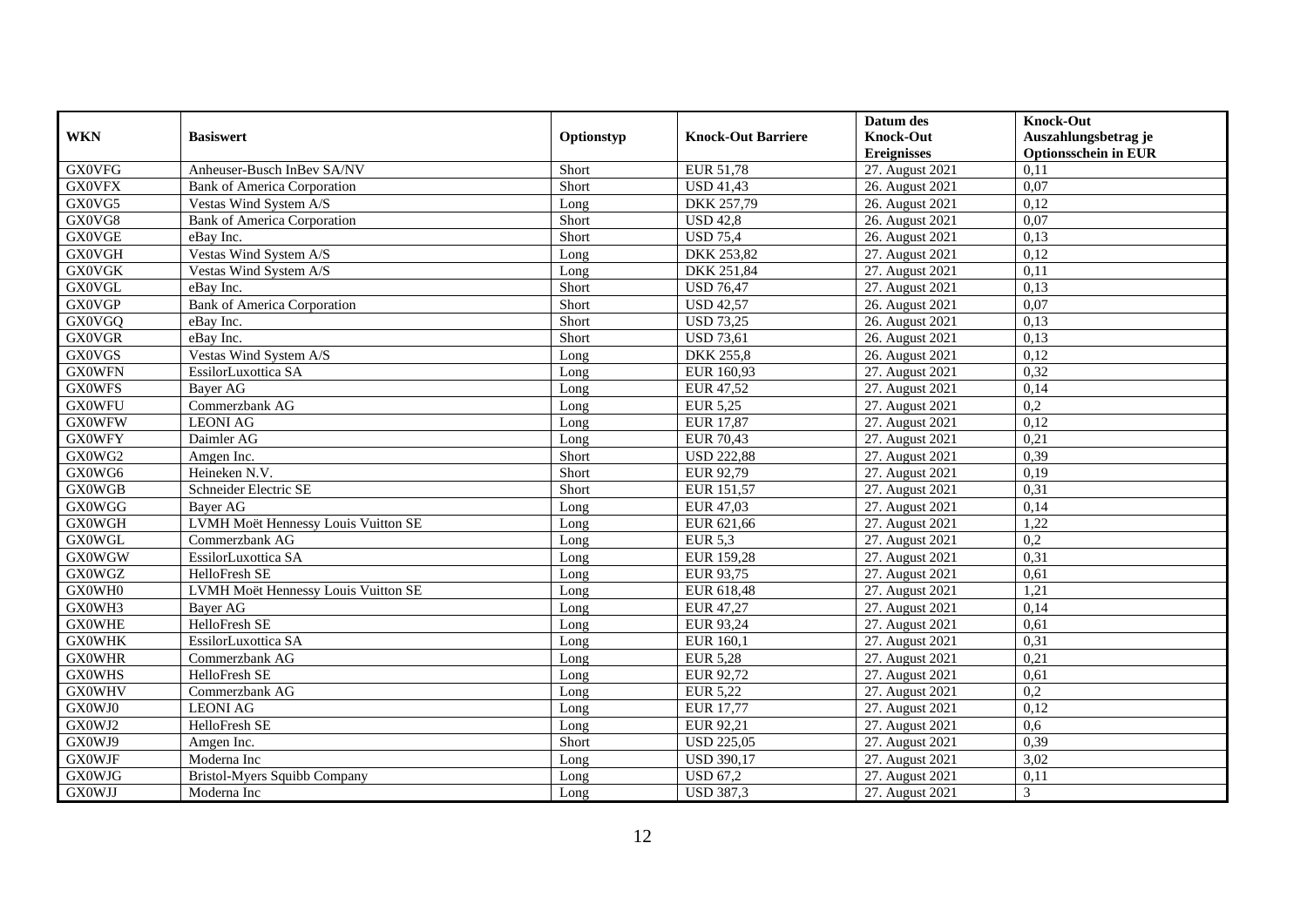| WKN | Basiswert | Optionstyp | Knock-Out Barriere | Datum des Knock-Out Ereignisses | Knock-Out Auszahlungsbetrag je Optionsschein in EUR |
|---|---|---|---|---|---|
| GX0VFG | Anheuser-Busch InBev SA/NV | Short | EUR 51,78 | 27. August 2021 | 0,11 |
| GX0VFX | Bank of America Corporation | Short | USD 41,43 | 26. August 2021 | 0,07 |
| GX0VG5 | Vestas Wind System A/S | Long | DKK 257,79 | 26. August 2021 | 0,12 |
| GX0VG8 | Bank of America Corporation | Short | USD 42,8 | 26. August 2021 | 0,07 |
| GX0VGE | eBay Inc. | Short | USD 75,4 | 26. August 2021 | 0,13 |
| GX0VGH | Vestas Wind System A/S | Long | DKK 253,82 | 27. August 2021 | 0,12 |
| GX0VGK | Vestas Wind System A/S | Long | DKK 251,84 | 27. August 2021 | 0,11 |
| GX0VGL | eBay Inc. | Short | USD 76,47 | 27. August 2021 | 0,13 |
| GX0VGP | Bank of America Corporation | Short | USD 42,57 | 26. August 2021 | 0,07 |
| GX0VGQ | eBay Inc. | Short | USD 73,25 | 26. August 2021 | 0,13 |
| GX0VGR | eBay Inc. | Short | USD 73,61 | 26. August 2021 | 0,13 |
| GX0VGS | Vestas Wind System A/S | Long | DKK 255,8 | 26. August 2021 | 0,12 |
| GX0WFN | EssilorLuxottica SA | Long | EUR 160,93 | 27. August 2021 | 0,32 |
| GX0WFS | Bayer AG | Long | EUR 47,52 | 27. August 2021 | 0,14 |
| GX0WFU | Commerzbank AG | Long | EUR 5,25 | 27. August 2021 | 0,2 |
| GX0WFW | LEONI AG | Long | EUR 17,87 | 27. August 2021 | 0,12 |
| GX0WFY | Daimler AG | Long | EUR 70,43 | 27. August 2021 | 0,21 |
| GX0WG2 | Amgen Inc. | Short | USD 222,88 | 27. August 2021 | 0,39 |
| GX0WG6 | Heineken N.V. | Short | EUR 92,79 | 27. August 2021 | 0,19 |
| GX0WGB | Schneider Electric SE | Short | EUR 151,57 | 27. August 2021 | 0,31 |
| GX0WGG | Bayer AG | Long | EUR 47,03 | 27. August 2021 | 0,14 |
| GX0WGH | LVMH Moët Hennessy Louis Vuitton SE | Long | EUR 621,66 | 27. August 2021 | 1,22 |
| GX0WGL | Commerzbank AG | Long | EUR 5,3 | 27. August 2021 | 0,2 |
| GX0WGW | EssilorLuxottica SA | Long | EUR 159,28 | 27. August 2021 | 0,31 |
| GX0WGZ | HelloFresh SE | Long | EUR 93,75 | 27. August 2021 | 0,61 |
| GX0WH0 | LVMH Moët Hennessy Louis Vuitton SE | Long | EUR 618,48 | 27. August 2021 | 1,21 |
| GX0WH3 | Bayer AG | Long | EUR 47,27 | 27. August 2021 | 0,14 |
| GX0WHE | HelloFresh SE | Long | EUR 93,24 | 27. August 2021 | 0,61 |
| GX0WHK | EssilorLuxottica SA | Long | EUR 160,1 | 27. August 2021 | 0,31 |
| GX0WHR | Commerzbank AG | Long | EUR 5,28 | 27. August 2021 | 0,21 |
| GX0WHS | HelloFresh SE | Long | EUR 92,72 | 27. August 2021 | 0,61 |
| GX0WHV | Commerzbank AG | Long | EUR 5,22 | 27. August 2021 | 0,2 |
| GX0WJ0 | LEONI AG | Long | EUR 17,77 | 27. August 2021 | 0,12 |
| GX0WJ2 | HelloFresh SE | Long | EUR 92,21 | 27. August 2021 | 0,6 |
| GX0WJ9 | Amgen Inc. | Short | USD 225,05 | 27. August 2021 | 0,39 |
| GX0WJF | Moderna Inc | Long | USD 390,17 | 27. August 2021 | 3,02 |
| GX0WJG | Bristol-Myers Squibb Company | Long | USD 67,2 | 27. August 2021 | 0,11 |
| GX0WJJ | Moderna Inc | Long | USD 387,3 | 27. August 2021 | 3 |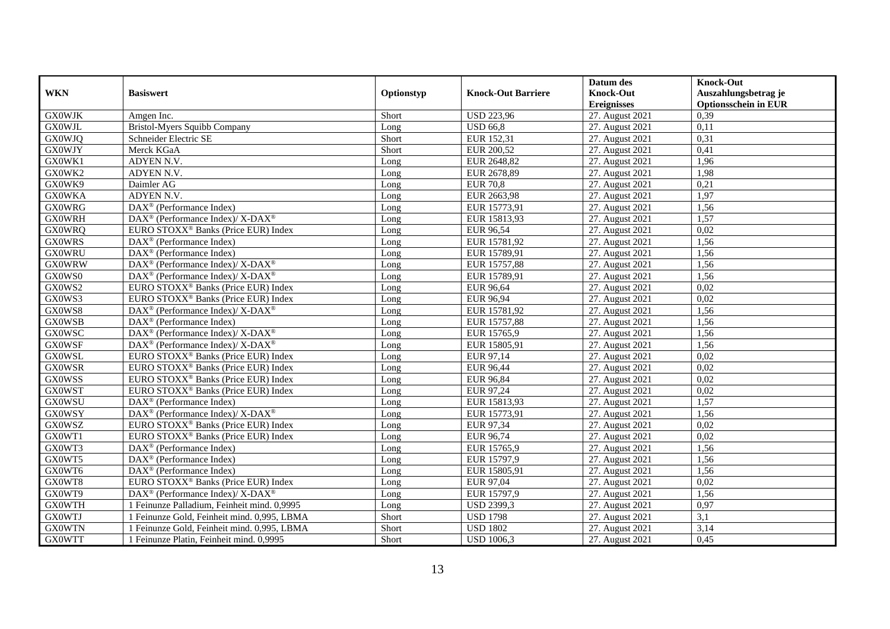| WKN | Basiswert | Optionstyp | Knock-Out Barriere | Datum des Knock-Out Ereignisses | Knock-Out Auszahlungsbetrag je Optionsschein in EUR |
|---|---|---|---|---|---|
| GX0WJK | Amgen Inc. | Short | USD 223,96 | 27. August 2021 | 0,39 |
| GX0WJL | Bristol-Myers Squibb Company | Long | USD 66,8 | 27. August 2021 | 0,11 |
| GX0WJQ | Schneider Electric SE | Short | EUR 152,31 | 27. August 2021 | 0,31 |
| GX0WJY | Merck KGaA | Short | EUR 200,52 | 27. August 2021 | 0,41 |
| GX0WK1 | ADYEN N.V. | Long | EUR 2648,82 | 27. August 2021 | 1,96 |
| GX0WK2 | ADYEN N.V. | Long | EUR 2678,89 | 27. August 2021 | 1,98 |
| GX0WK9 | Daimler AG | Long | EUR 70,8 | 27. August 2021 | 0,21 |
| GX0WKA | ADYEN N.V. | Long | EUR 2663,98 | 27. August 2021 | 1,97 |
| GX0WRG | DAX® (Performance Index) | Long | EUR 15773,91 | 27. August 2021 | 1,56 |
| GX0WRH | DAX® (Performance Index)/ X-DAX® | Long | EUR 15813,93 | 27. August 2021 | 1,57 |
| GX0WRQ | EURO STOXX® Banks (Price EUR) Index | Long | EUR 96,54 | 27. August 2021 | 0,02 |
| GX0WRS | DAX® (Performance Index) | Long | EUR 15781,92 | 27. August 2021 | 1,56 |
| GX0WRU | DAX® (Performance Index) | Long | EUR 15789,91 | 27. August 2021 | 1,56 |
| GX0WRW | DAX® (Performance Index)/ X-DAX® | Long | EUR 15757,88 | 27. August 2021 | 1,56 |
| GX0WS0 | DAX® (Performance Index)/ X-DAX® | Long | EUR 15789,91 | 27. August 2021 | 1,56 |
| GX0WS2 | EURO STOXX® Banks (Price EUR) Index | Long | EUR 96,64 | 27. August 2021 | 0,02 |
| GX0WS3 | EURO STOXX® Banks (Price EUR) Index | Long | EUR 96,94 | 27. August 2021 | 0,02 |
| GX0WS8 | DAX® (Performance Index)/ X-DAX® | Long | EUR 15781,92 | 27. August 2021 | 1,56 |
| GX0WSB | DAX® (Performance Index) | Long | EUR 15757,88 | 27. August 2021 | 1,56 |
| GX0WSC | DAX® (Performance Index)/ X-DAX® | Long | EUR 15765,9 | 27. August 2021 | 1,56 |
| GX0WSF | DAX® (Performance Index)/ X-DAX® | Long | EUR 15805,91 | 27. August 2021 | 1,56 |
| GX0WSL | EURO STOXX® Banks (Price EUR) Index | Long | EUR 97,14 | 27. August 2021 | 0,02 |
| GX0WSR | EURO STOXX® Banks (Price EUR) Index | Long | EUR 96,44 | 27. August 2021 | 0,02 |
| GX0WSS | EURO STOXX® Banks (Price EUR) Index | Long | EUR 96,84 | 27. August 2021 | 0,02 |
| GX0WST | EURO STOXX® Banks (Price EUR) Index | Long | EUR 97,24 | 27. August 2021 | 0,02 |
| GX0WSU | DAX® (Performance Index) | Long | EUR 15813,93 | 27. August 2021 | 1,57 |
| GX0WSY | DAX® (Performance Index)/ X-DAX® | Long | EUR 15773,91 | 27. August 2021 | 1,56 |
| GX0WSZ | EURO STOXX® Banks (Price EUR) Index | Long | EUR 97,34 | 27. August 2021 | 0,02 |
| GX0WT1 | EURO STOXX® Banks (Price EUR) Index | Long | EUR 96,74 | 27. August 2021 | 0,02 |
| GX0WT3 | DAX® (Performance Index) | Long | EUR 15765,9 | 27. August 2021 | 1,56 |
| GX0WT5 | DAX® (Performance Index) | Long | EUR 15797,9 | 27. August 2021 | 1,56 |
| GX0WT6 | DAX® (Performance Index) | Long | EUR 15805,91 | 27. August 2021 | 1,56 |
| GX0WT8 | EURO STOXX® Banks (Price EUR) Index | Long | EUR 97,04 | 27. August 2021 | 0,02 |
| GX0WT9 | DAX® (Performance Index)/ X-DAX® | Long | EUR 15797,9 | 27. August 2021 | 1,56 |
| GX0WTH | 1 Feinunze Palladium, Feinheit mind. 0,9995 | Long | USD 2399,3 | 27. August 2021 | 0,97 |
| GX0WTJ | 1 Feinunze Gold, Feinheit mind. 0,995, LBMA | Short | USD 1798 | 27. August 2021 | 3,1 |
| GX0WTN | 1 Feinunze Gold, Feinheit mind. 0,995, LBMA | Short | USD 1802 | 27. August 2021 | 3,14 |
| GX0WTT | 1 Feinunze Platin, Feinheit mind. 0,9995 | Short | USD 1006,3 | 27. August 2021 | 0,45 |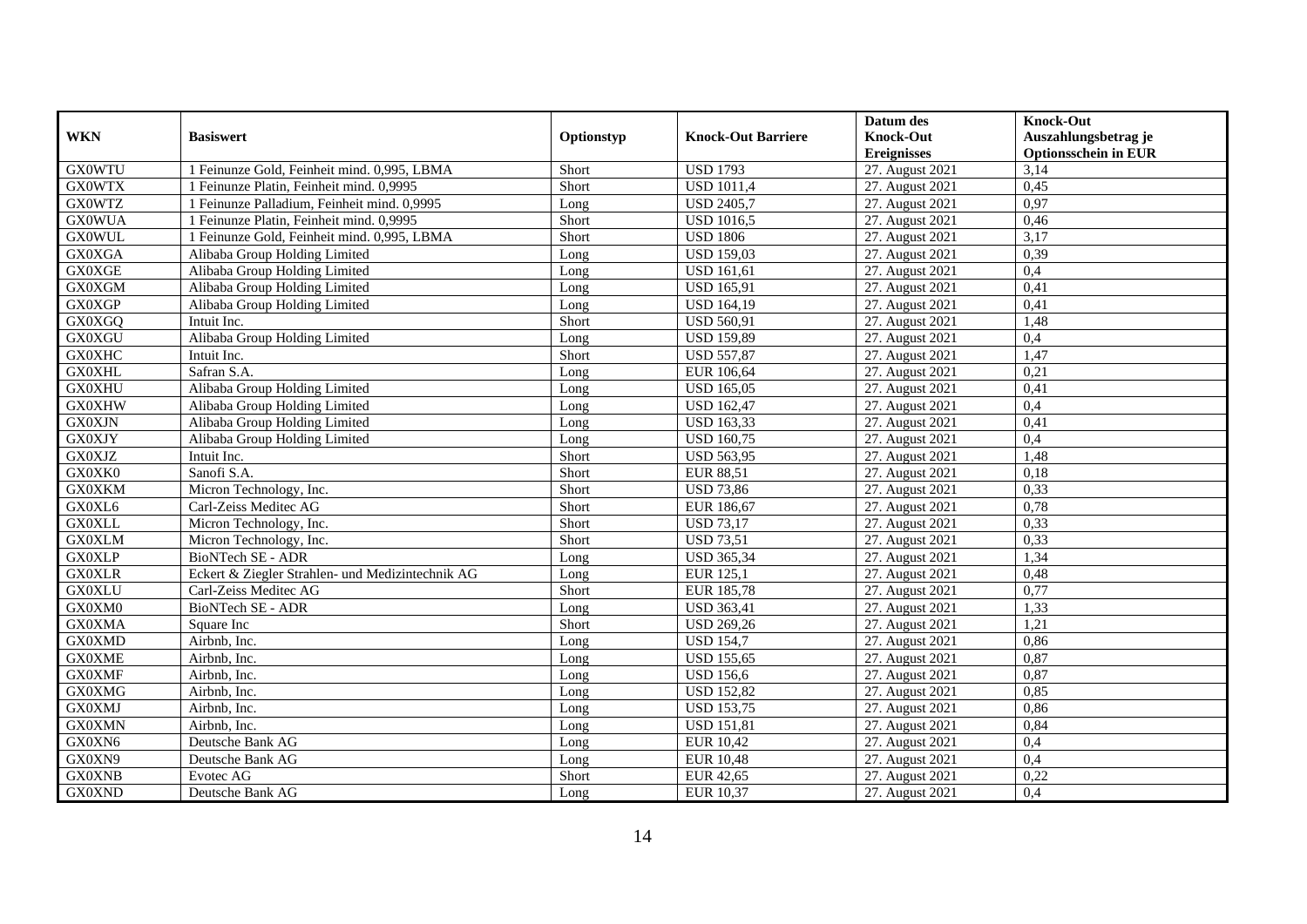| WKN | Basiswert | Optionstyp | Knock-Out Barriere | Datum des Knock-Out Ereignisses | Knock-Out Auszahlungsbetrag je Optionsschein in EUR |
|---|---|---|---|---|---|
| GX0WTU | 1 Feinunze Gold, Feinheit mind. 0,995, LBMA | Short | USD 1793 | 27. August 2021 | 3,14 |
| GX0WTX | 1 Feinunze Platin, Feinheit mind. 0,9995 | Short | USD 1011,4 | 27. August 2021 | 0,45 |
| GX0WTZ | 1 Feinunze Palladium, Feinheit mind. 0,9995 | Long | USD 2405,7 | 27. August 2021 | 0,97 |
| GX0WUA | 1 Feinunze Platin, Feinheit mind. 0,9995 | Short | USD 1016,5 | 27. August 2021 | 0,46 |
| GX0WUL | 1 Feinunze Gold, Feinheit mind. 0,995, LBMA | Short | USD 1806 | 27. August 2021 | 3,17 |
| GX0XGA | Alibaba Group Holding Limited | Long | USD 159,03 | 27. August 2021 | 0,39 |
| GX0XGE | Alibaba Group Holding Limited | Long | USD 161,61 | 27. August 2021 | 0,4 |
| GX0XGM | Alibaba Group Holding Limited | Long | USD 165,91 | 27. August 2021 | 0,41 |
| GX0XGP | Alibaba Group Holding Limited | Long | USD 164,19 | 27. August 2021 | 0,41 |
| GX0XGQ | Intuit Inc. | Short | USD 560,91 | 27. August 2021 | 1,48 |
| GX0XGU | Alibaba Group Holding Limited | Long | USD 159,89 | 27. August 2021 | 0,4 |
| GX0XHC | Intuit Inc. | Short | USD 557,87 | 27. August 2021 | 1,47 |
| GX0XHL | Safran S.A. | Long | EUR 106,64 | 27. August 2021 | 0,21 |
| GX0XHU | Alibaba Group Holding Limited | Long | USD 165,05 | 27. August 2021 | 0,41 |
| GX0XHW | Alibaba Group Holding Limited | Long | USD 162,47 | 27. August 2021 | 0,4 |
| GX0XJN | Alibaba Group Holding Limited | Long | USD 163,33 | 27. August 2021 | 0,41 |
| GX0XJY | Alibaba Group Holding Limited | Long | USD 160,75 | 27. August 2021 | 0,4 |
| GX0XJZ | Intuit Inc. | Short | USD 563,95 | 27. August 2021 | 1,48 |
| GX0XK0 | Sanofi S.A. | Short | EUR 88,51 | 27. August 2021 | 0,18 |
| GX0XKM | Micron Technology, Inc. | Short | USD 73,86 | 27. August 2021 | 0,33 |
| GX0XL6 | Carl-Zeiss Meditec AG | Short | EUR 186,67 | 27. August 2021 | 0,78 |
| GX0XLL | Micron Technology, Inc. | Short | USD 73,17 | 27. August 2021 | 0,33 |
| GX0XLM | Micron Technology, Inc. | Short | USD 73,51 | 27. August 2021 | 0,33 |
| GX0XLP | BioNTech SE - ADR | Long | USD 365,34 | 27. August 2021 | 1,34 |
| GX0XLR | Eckert & Ziegler Strahlen- und Medizintechnik AG | Long | EUR 125,1 | 27. August 2021 | 0,48 |
| GX0XLU | Carl-Zeiss Meditec AG | Short | EUR 185,78 | 27. August 2021 | 0,77 |
| GX0XM0 | BioNTech SE - ADR | Long | USD 363,41 | 27. August 2021 | 1,33 |
| GX0XMA | Square Inc | Short | USD 269,26 | 27. August 2021 | 1,21 |
| GX0XMD | Airbnb, Inc. | Long | USD 154,7 | 27. August 2021 | 0,86 |
| GX0XME | Airbnb, Inc. | Long | USD 155,65 | 27. August 2021 | 0,87 |
| GX0XMF | Airbnb, Inc. | Long | USD 156,6 | 27. August 2021 | 0,87 |
| GX0XMG | Airbnb, Inc. | Long | USD 152,82 | 27. August 2021 | 0,85 |
| GX0XMJ | Airbnb, Inc. | Long | USD 153,75 | 27. August 2021 | 0,86 |
| GX0XMN | Airbnb, Inc. | Long | USD 151,81 | 27. August 2021 | 0,84 |
| GX0XN6 | Deutsche Bank AG | Long | EUR 10,42 | 27. August 2021 | 0,4 |
| GX0XN9 | Deutsche Bank AG | Long | EUR 10,48 | 27. August 2021 | 0,4 |
| GX0XNB | Evotec AG | Short | EUR 42,65 | 27. August 2021 | 0,22 |
| GX0XND | Deutsche Bank AG | Long | EUR 10,37 | 27. August 2021 | 0,4 |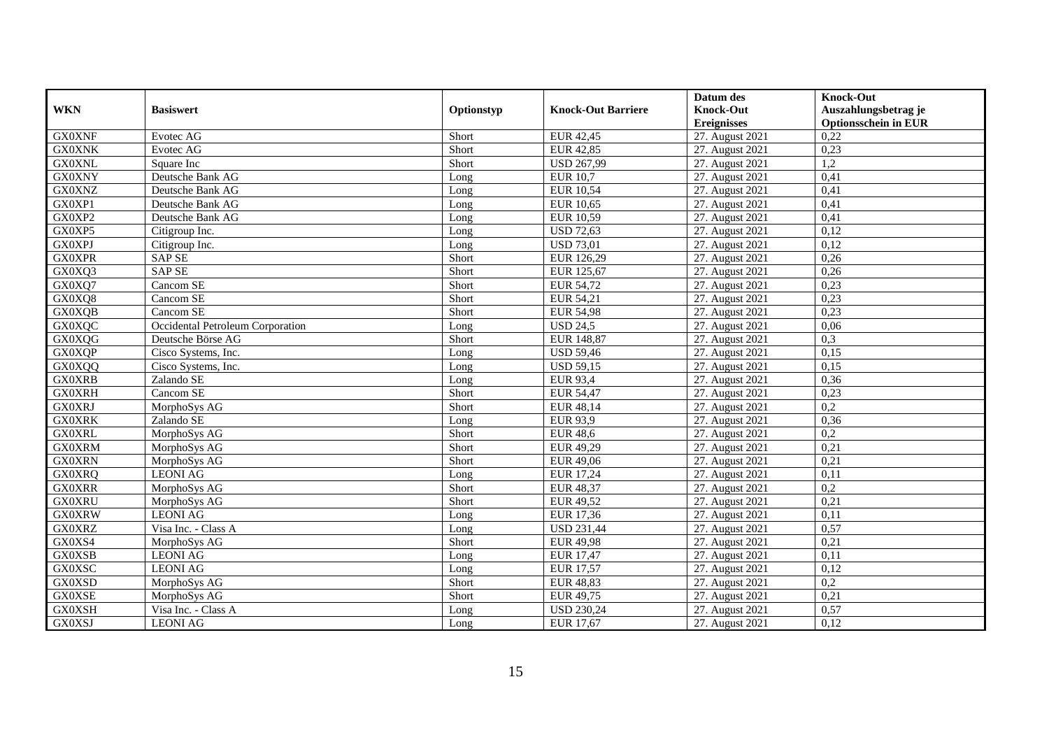| WKN | Basiswert | Optionstyp | Knock-Out Barriere | Datum des Knock-Out Ereignisses | Knock-Out Auszahlungsbetrag je Optionsschein in EUR |
|---|---|---|---|---|---|
| GX0XNF | Evotec AG | Short | EUR 42,45 | 27. August 2021 | 0,22 |
| GX0XNK | Evotec AG | Short | EUR 42,85 | 27. August 2021 | 0,23 |
| GX0XNL | Square Inc | Short | USD 267,99 | 27. August 2021 | 1,2 |
| GX0XNY | Deutsche Bank AG | Long | EUR 10,7 | 27. August 2021 | 0,41 |
| GX0XNZ | Deutsche Bank AG | Long | EUR 10,54 | 27. August 2021 | 0,41 |
| GX0XP1 | Deutsche Bank AG | Long | EUR 10,65 | 27. August 2021 | 0,41 |
| GX0XP2 | Deutsche Bank AG | Long | EUR 10,59 | 27. August 2021 | 0,41 |
| GX0XP5 | Citigroup Inc. | Long | USD 72,63 | 27. August 2021 | 0,12 |
| GX0XPJ | Citigroup Inc. | Long | USD 73,01 | 27. August 2021 | 0,12 |
| GX0XPR | SAP SE | Short | EUR 126,29 | 27. August 2021 | 0,26 |
| GX0XQ3 | SAP SE | Short | EUR 125,67 | 27. August 2021 | 0,26 |
| GX0XQ7 | Cancom SE | Short | EUR 54,72 | 27. August 2021 | 0,23 |
| GX0XQ8 | Cancom SE | Short | EUR 54,21 | 27. August 2021 | 0,23 |
| GX0XQB | Cancom SE | Short | EUR 54,98 | 27. August 2021 | 0,23 |
| GX0XQC | Occidental Petroleum Corporation | Long | USD 24,5 | 27. August 2021 | 0,06 |
| GX0XQG | Deutsche Börse AG | Short | EUR 148,87 | 27. August 2021 | 0,3 |
| GX0XQP | Cisco Systems, Inc. | Long | USD 59,46 | 27. August 2021 | 0,15 |
| GX0XQQ | Cisco Systems, Inc. | Long | USD 59,15 | 27. August 2021 | 0,15 |
| GX0XRB | Zalando SE | Long | EUR 93,4 | 27. August 2021 | 0,36 |
| GX0XRH | Cancom SE | Short | EUR 54,47 | 27. August 2021 | 0,23 |
| GX0XRJ | MorphoSys AG | Short | EUR 48,14 | 27. August 2021 | 0,2 |
| GX0XRK | Zalando SE | Long | EUR 93,9 | 27. August 2021 | 0,36 |
| GX0XRL | MorphoSys AG | Short | EUR 48,6 | 27. August 2021 | 0,2 |
| GX0XRM | MorphoSys AG | Short | EUR 49,29 | 27. August 2021 | 0,21 |
| GX0XRN | MorphoSys AG | Short | EUR 49,06 | 27. August 2021 | 0,21 |
| GX0XRQ | LEONI AG | Long | EUR 17,24 | 27. August 2021 | 0,11 |
| GX0XRR | MorphoSys AG | Short | EUR 48,37 | 27. August 2021 | 0,2 |
| GX0XRU | MorphoSys AG | Short | EUR 49,52 | 27. August 2021 | 0,21 |
| GX0XRW | LEONI AG | Long | EUR 17,36 | 27. August 2021 | 0,11 |
| GX0XRZ | Visa Inc. - Class A | Long | USD 231,44 | 27. August 2021 | 0,57 |
| GX0XS4 | MorphoSys AG | Short | EUR 49,98 | 27. August 2021 | 0,21 |
| GX0XSB | LEONI AG | Long | EUR 17,47 | 27. August 2021 | 0,11 |
| GX0XSC | LEONI AG | Long | EUR 17,57 | 27. August 2021 | 0,12 |
| GX0XSD | MorphoSys AG | Short | EUR 48,83 | 27. August 2021 | 0,2 |
| GX0XSE | MorphoSys AG | Short | EUR 49,75 | 27. August 2021 | 0,21 |
| GX0XSH | Visa Inc. - Class A | Long | USD 230,24 | 27. August 2021 | 0,57 |
| GX0XSJ | LEONI AG | Long | EUR 17,67 | 27. August 2021 | 0,12 |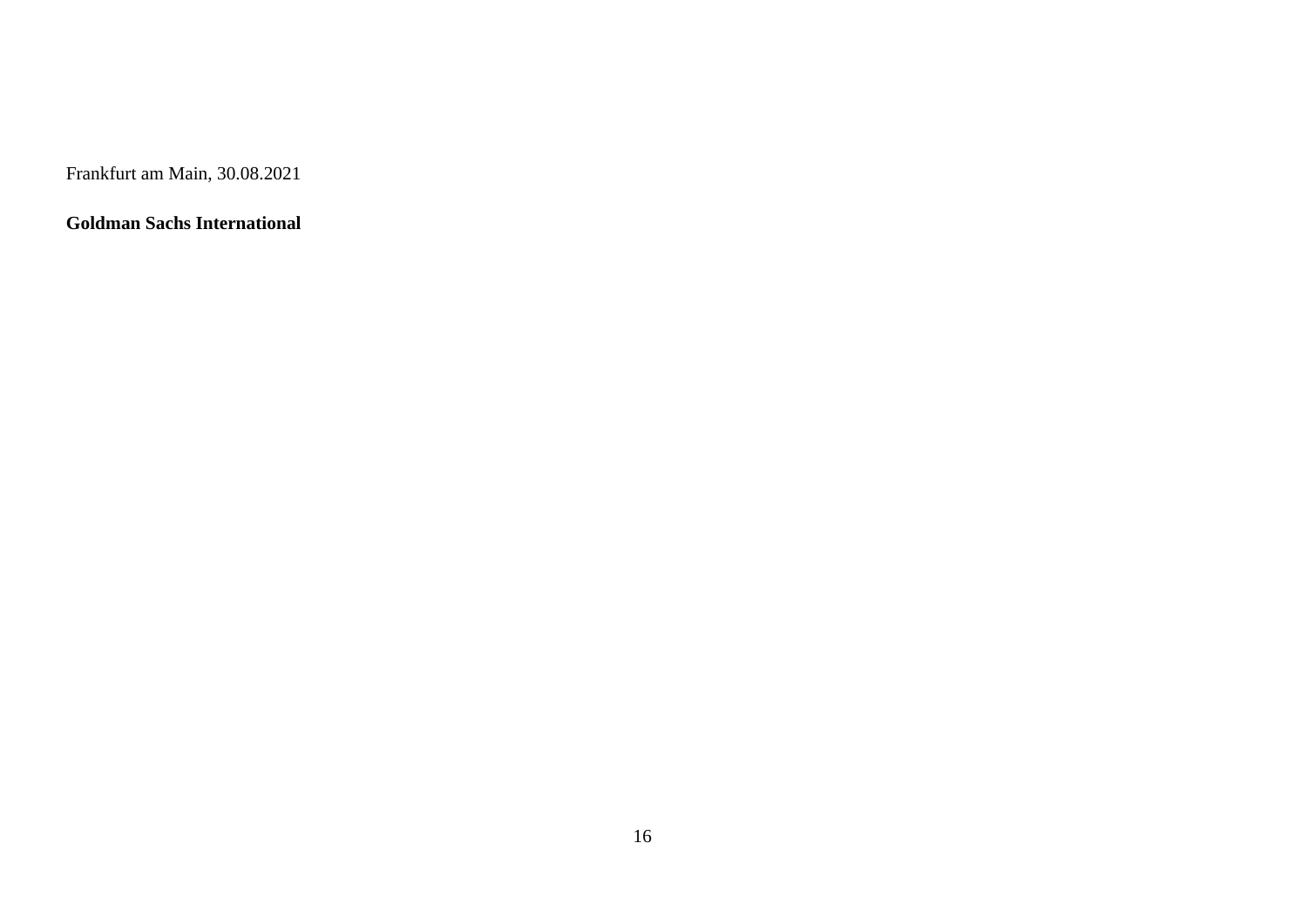Frankfurt am Main, 30.08.2021

**Goldman Sachs International**